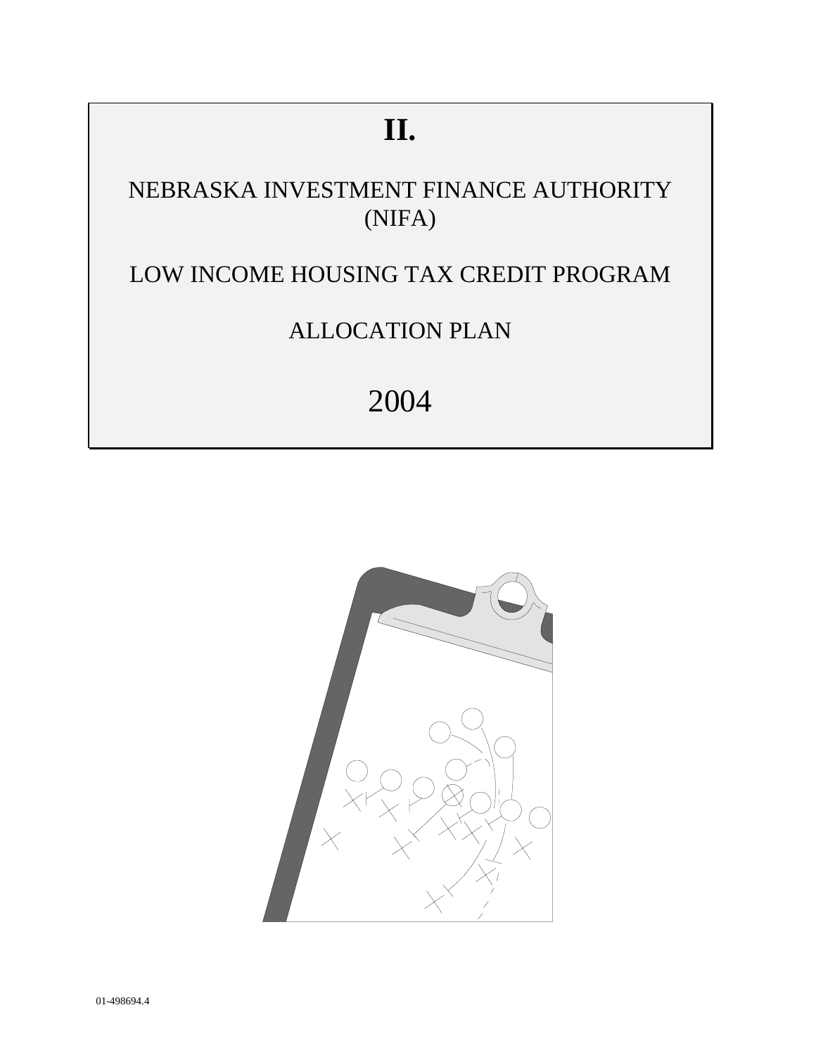# II.

## NEBRASKA INVESTMENT FINANCE AUTHORITY (NIFA)

## LOW INCOME HOUSING TAX CREDIT PROGRAM

## ALLOCATION PLAN

## 2004

01-498694.4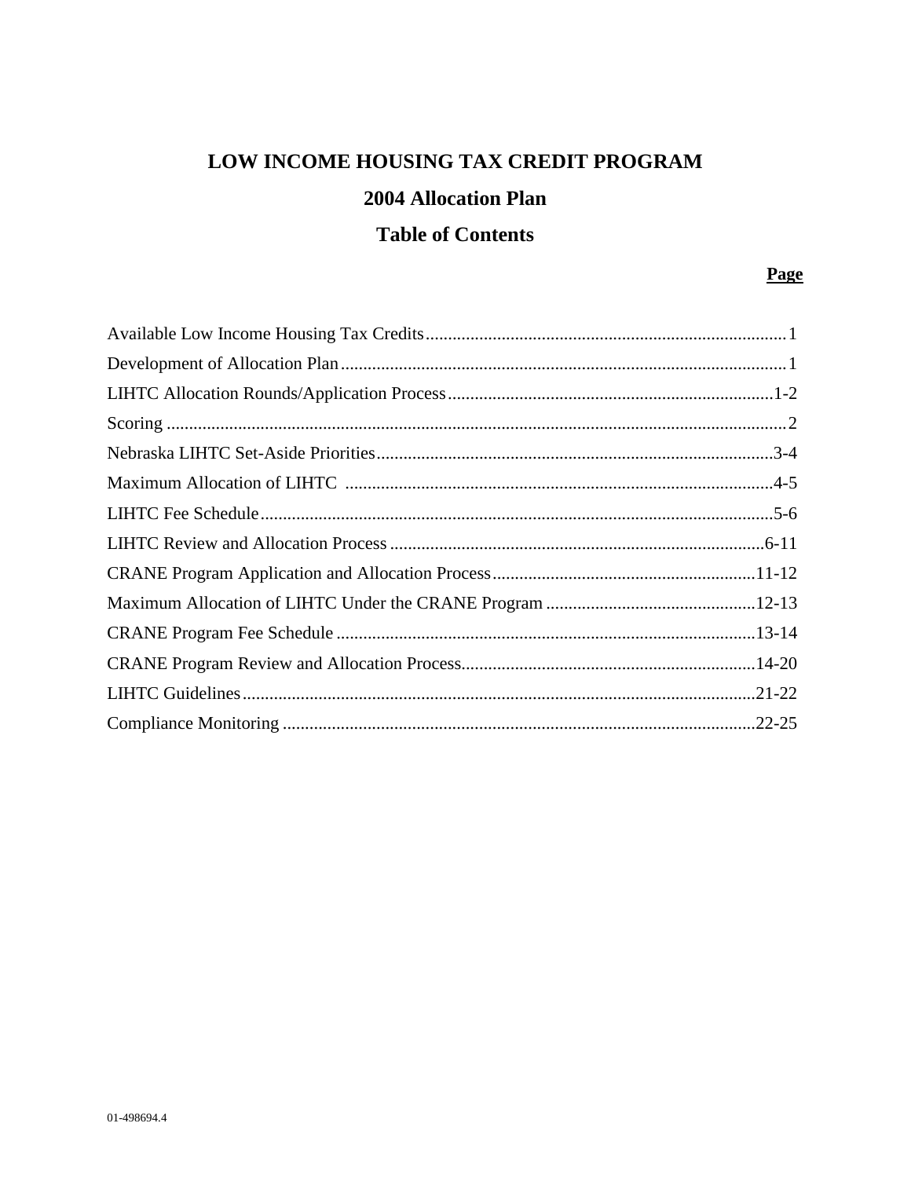# LOW INCOME HOUSING TAX CREDIT PROGRAM

## 2004 Allocation Plan

## Table of Contents

| | Page |
|---|---|
| Available Low Income Housing Tax Credits | 1 |
| Development of Allocation Plan | 1 |
| LIHTC Allocation Rounds/Application Process | 1-2 |
| Scoring | 2 |
| Nebraska LIHTC Set-Aside Priorities | 3-4 |
| Maximum Allocation of LIHTC | 4-5 |
| LIHTC Fee Schedule | 5-6 |
| LIHTC Review and Allocation Process | 6-11 |
| CRANE Program Application and Allocation Process | 11-12 |
| Maximum Allocation of LIHTC Under the CRANE Program | 12-13 |
| CRANE Program Fee Schedule | 13-14 |
| CRANE Program Review and Allocation Process | 14-20 |
| LIHTC Guidelines | 21-22 |
| Compliance Monitoring | 22-25 |

01-498694.4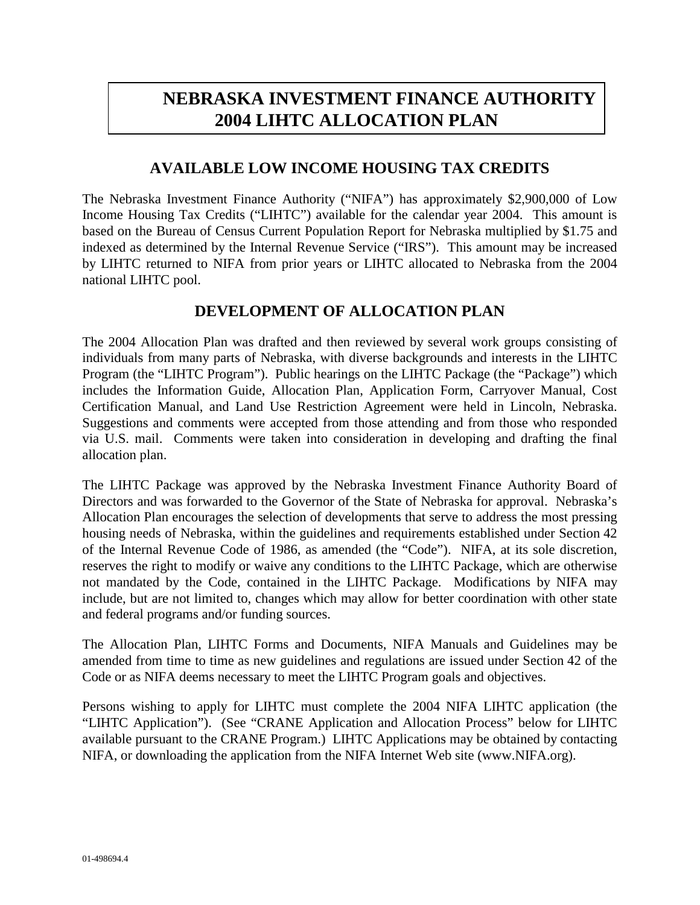# NEBRASKA INVESTMENT FINANCE AUTHORITY 2004 LIHTC ALLOCATION PLAN

## AVAILABLE LOW INCOME HOUSING TAX CREDITS

The Nebraska Investment Finance Authority ("NIFA") has approximately $2,900,000 of Low Income Housing Tax Credits ("LIHTC") available for the calendar year 2004. This amount is based on the Bureau of Census Current Population Report for Nebraska multiplied by $1.75 and indexed as determined by the Internal Revenue Service ("IRS"). This amount may be increased by LIHTC returned to NIFA from prior years or LIHTC allocated to Nebraska from the 2004 national LIHTC pool.

## DEVELOPMENT OF ALLOCATION PLAN

The 2004 Allocation Plan was drafted and then reviewed by several work groups consisting of individuals from many parts of Nebraska, with diverse backgrounds and interests in the LIHTC Program (the "LIHTC Program"). Public hearings on the LIHTC Package (the "Package") which includes the Information Guide, Allocation Plan, Application Form, Carryover Manual, Cost Certification Manual, and Land Use Restriction Agreement were held in Lincoln, Nebraska. Suggestions and comments were accepted from those attending and from those who responded via U.S. mail. Comments were taken into consideration in developing and drafting the final allocation plan.

The LIHTC Package was approved by the Nebraska Investment Finance Authority Board of Directors and was forwarded to the Governor of the State of Nebraska for approval. Nebraska's Allocation Plan encourages the selection of developments that serve to address the most pressing housing needs of Nebraska, within the guidelines and requirements established under Section 42 of the Internal Revenue Code of 1986, as amended (the "Code"). NIFA, at its sole discretion, reserves the right to modify or waive any conditions to the LIHTC Package, which are otherwise not mandated by the Code, contained in the LIHTC Package. Modifications by NIFA may include, but are not limited to, changes which may allow for better coordination with other state and federal programs and/or funding sources.

The Allocation Plan, LIHTC Forms and Documents, NIFA Manuals and Guidelines may be amended from time to time as new guidelines and regulations are issued under Section 42 of the Code or as NIFA deems necessary to meet the LIHTC Program goals and objectives.

Persons wishing to apply for LIHTC must complete the 2004 NIFA LIHTC application (the "LIHTC Application"). (See "CRANE Application and Allocation Process" below for LIHTC available pursuant to the CRANE Program.) LIHTC Applications may be obtained by contacting NIFA, or downloading the application from the NIFA Internet Web site (www.NIFA.org).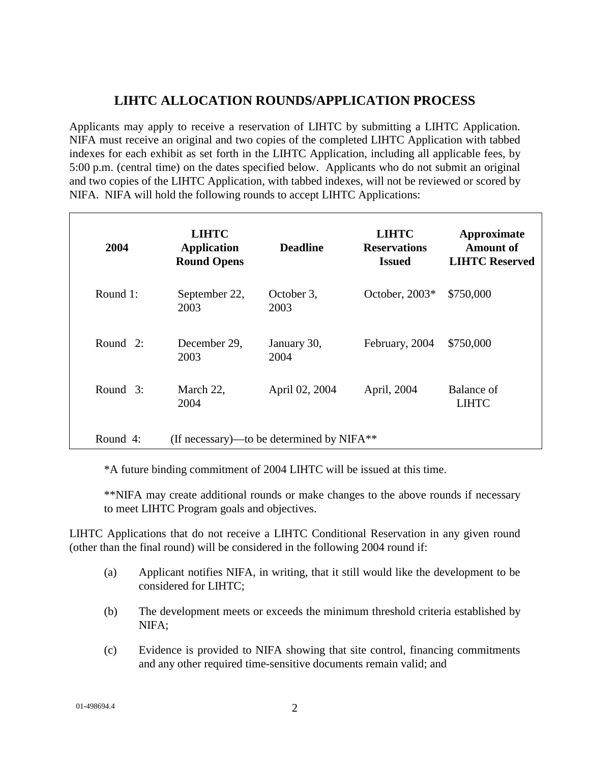## LIHTC ALLOCATION ROUNDS/APPLICATION PROCESS

Applicants may apply to receive a reservation of LIHTC by submitting a LIHTC Application. NIFA must receive an original and two copies of the completed LIHTC Application with tabbed indexes for each exhibit as set forth in the LIHTC Application, including all applicable fees, by 5:00 p.m. (central time) on the dates specified below. Applicants who do not submit an original and two copies of the LIHTC Application, with tabbed indexes, will not be reviewed or scored by NIFA. NIFA will hold the following rounds to accept LIHTC Applications:

| 2004 | LIHTC Application Round Opens | Deadline | LIHTC Reservations Issued | Approximate Amount of LIHTC Reserved |
|---|---|---|---|---|
| Round 1: | September 22, 2003 | October 3, 2003 | October, 2003* | $750,000 |
| Round 2: | December 29, 2003 | January 30, 2004 | February, 2004 | $750,000 |
| Round 3: | March 22, 2004 | April 02, 2004 | April, 2004 | Balance of LIHTC |
| Round 4: | (If necessary)—to be determined by NIFA** | | | |

*A future binding commitment of 2004 LIHTC will be issued at this time.

**NIFA may create additional rounds or make changes to the above rounds if necessary to meet LIHTC Program goals and objectives.

LIHTC Applications that do not receive a LIHTC Conditional Reservation in any given round (other than the final round) will be considered in the following 2004 round if:

(a) Applicant notifies NIFA, in writing, that it still would like the development to be considered for LIHTC;

(b) The development meets or exceeds the minimum threshold criteria established by NIFA;

(c) Evidence is provided to NIFA showing that site control, financing commitments and any other required time-sensitive documents remain valid; and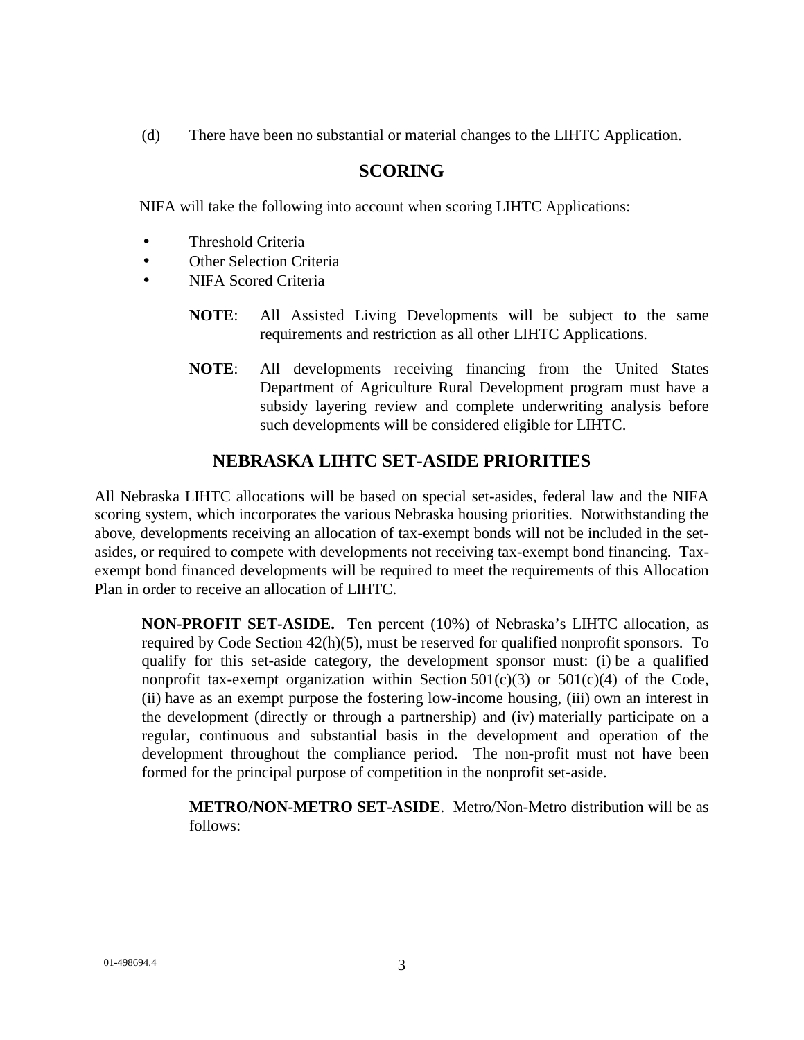(d) There have been no substantial or material changes to the LIHTC Application.

## SCORING

NIFA will take the following into account when scoring LIHTC Applications:

- Threshold Criteria
- Other Selection Criteria
- NIFA Scored Criteria

**NOTE**: All Assisted Living Developments will be subject to the same requirements and restriction as all other LIHTC Applications.

**NOTE**: All developments receiving financing from the United States Department of Agriculture Rural Development program must have a subsidy layering review and complete underwriting analysis before such developments will be considered eligible for LIHTC.

## NEBRASKA LIHTC SET-ASIDE PRIORITIES

All Nebraska LIHTC allocations will be based on special set-asides, federal law and the NIFA scoring system, which incorporates the various Nebraska housing priorities. Notwithstanding the above, developments receiving an allocation of tax-exempt bonds will not be included in the set-asides, or required to compete with developments not receiving tax-exempt bond financing. Tax-exempt bond financed developments will be required to meet the requirements of this Allocation Plan in order to receive an allocation of LIHTC.

**NON-PROFIT SET-ASIDE.** Ten percent (10%) of Nebraska's LIHTC allocation, as required by Code Section 42(h)(5), must be reserved for qualified nonprofit sponsors. To qualify for this set-aside category, the development sponsor must: (i) be a qualified nonprofit tax-exempt organization within Section 501(c)(3) or 501(c)(4) of the Code, (ii) have as an exempt purpose the fostering low-income housing, (iii) own an interest in the development (directly or through a partnership) and (iv) materially participate on a regular, continuous and substantial basis in the development and operation of the development throughout the compliance period. The non-profit must not have been formed for the principal purpose of competition in the nonprofit set-aside.

**METRO/NON-METRO SET-ASIDE**. Metro/Non-Metro distribution will be as follows: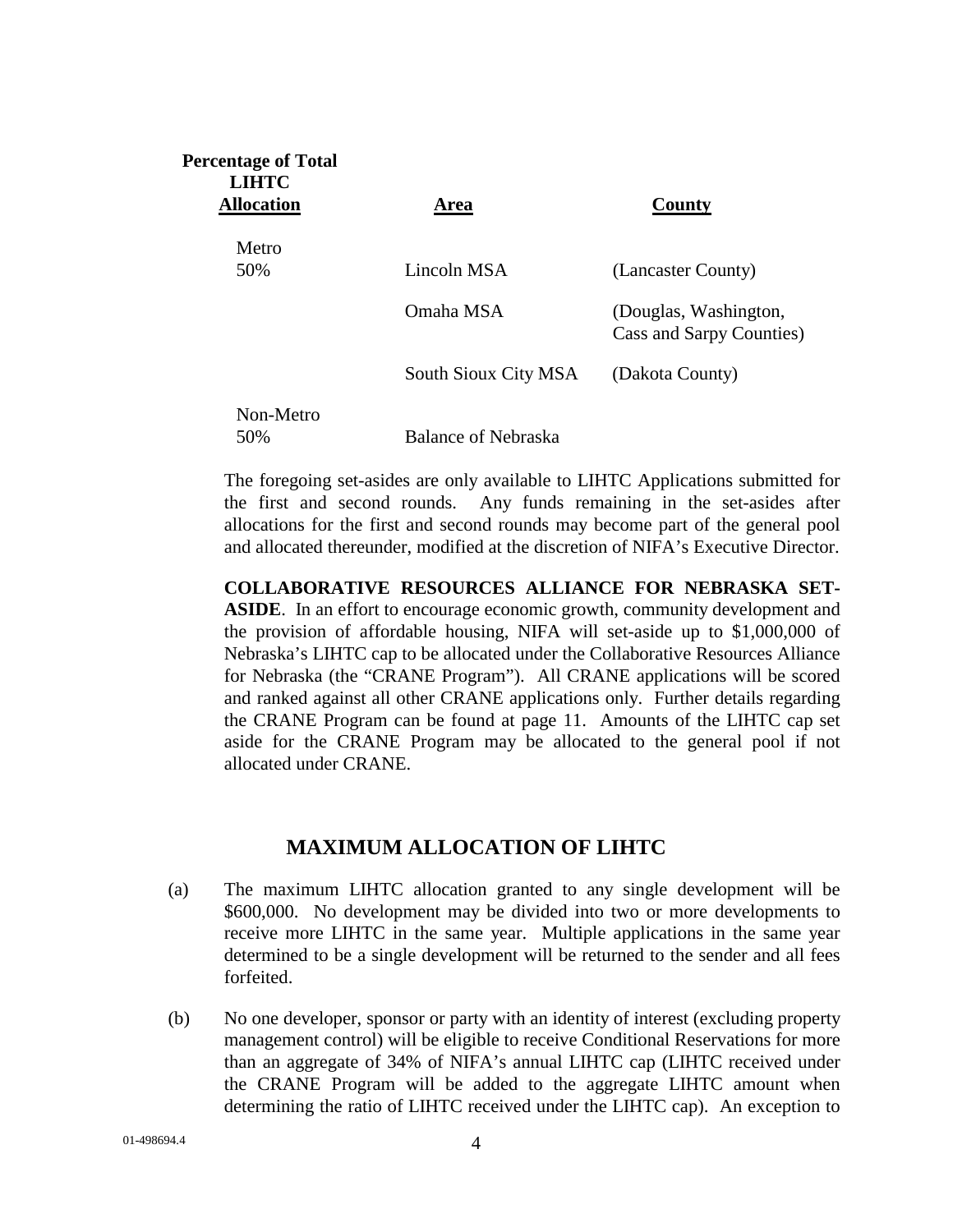| Percentage of Total LIHTC Allocation | Area | County |
|---|---|---|
| Metro 50% | Lincoln MSA | (Lancaster County) |
| | Omaha MSA | (Douglas, Washington, Cass and Sarpy Counties) |
| | South Sioux City MSA | (Dakota County) |
| Non-Metro 50% | Balance of Nebraska | |

The foregoing set-asides are only available to LIHTC Applications submitted for the first and second rounds. Any funds remaining in the set-asides after allocations for the first and second rounds may become part of the general pool and allocated thereunder, modified at the discretion of NIFA's Executive Director.

**COLLABORATIVE RESOURCES ALLIANCE FOR NEBRASKA SET-ASIDE**. In an effort to encourage economic growth, community development and the provision of affordable housing, NIFA will set-aside up to $1,000,000 of Nebraska's LIHTC cap to be allocated under the Collaborative Resources Alliance for Nebraska (the "CRANE Program"). All CRANE applications will be scored and ranked against all other CRANE applications only. Further details regarding the CRANE Program can be found at page 11. Amounts of the LIHTC cap set aside for the CRANE Program may be allocated to the general pool if not allocated under CRANE.

## MAXIMUM ALLOCATION OF LIHTC

(a) The maximum LIHTC allocation granted to any single development will be $600,000. No development may be divided into two or more developments to receive more LIHTC in the same year. Multiple applications in the same year determined to be a single development will be returned to the sender and all fees forfeited.

(b) No one developer, sponsor or party with an identity of interest (excluding property management control) will be eligible to receive Conditional Reservations for more than an aggregate of 34% of NIFA's annual LIHTC cap (LIHTC received under the CRANE Program will be added to the aggregate LIHTC amount when determining the ratio of LIHTC received under the LIHTC cap). An exception to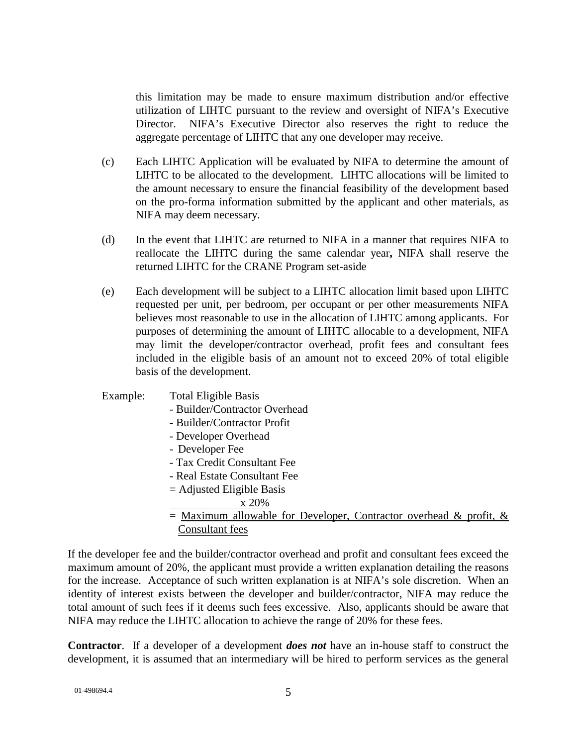this limitation may be made to ensure maximum distribution and/or effective utilization of LIHTC pursuant to the review and oversight of NIFA's Executive Director. NIFA's Executive Director also reserves the right to reduce the aggregate percentage of LIHTC that any one developer may receive.

(c) Each LIHTC Application will be evaluated by NIFA to determine the amount of LIHTC to be allocated to the development. LIHTC allocations will be limited to the amount necessary to ensure the financial feasibility of the development based on the pro-forma information submitted by the applicant and other materials, as NIFA may deem necessary.

(d) In the event that LIHTC are returned to NIFA in a manner that requires NIFA to reallocate the LIHTC during the same calendar year**,** NIFA shall reserve the returned LIHTC for the CRANE Program set-aside

(e) Each development will be subject to a LIHTC allocation limit based upon LIHTC requested per unit, per bedroom, per occupant or per other measurements NIFA believes most reasonable to use in the allocation of LIHTC among applicants. For purposes of determining the amount of LIHTC allocable to a development, NIFA may limit the developer/contractor overhead, profit fees and consultant fees included in the eligible basis of an amount not to exceed 20% of total eligible basis of the development.

Example: Total Eligible Basis
- Builder/Contractor Overhead
- Builder/Contractor Profit
- Developer Overhead
- Developer Fee
- Tax Credit Consultant Fee
- Real Estate Consultant Fee

= Adjusted Eligible Basis
x 20%
= Maximum allowable for Developer, Contractor overhead & profit, & Consultant fees

If the developer fee and the builder/contractor overhead and profit and consultant fees exceed the maximum amount of 20%, the applicant must provide a written explanation detailing the reasons for the increase. Acceptance of such written explanation is at NIFA's sole discretion. When an identity of interest exists between the developer and builder/contractor, NIFA may reduce the total amount of such fees if it deems such fees excessive. Also, applicants should be aware that NIFA may reduce the LIHTC allocation to achieve the range of 20% for these fees.

**Contractor**. If a developer of a development ***does not*** have an in-house staff to construct the development, it is assumed that an intermediary will be hired to perform services as the general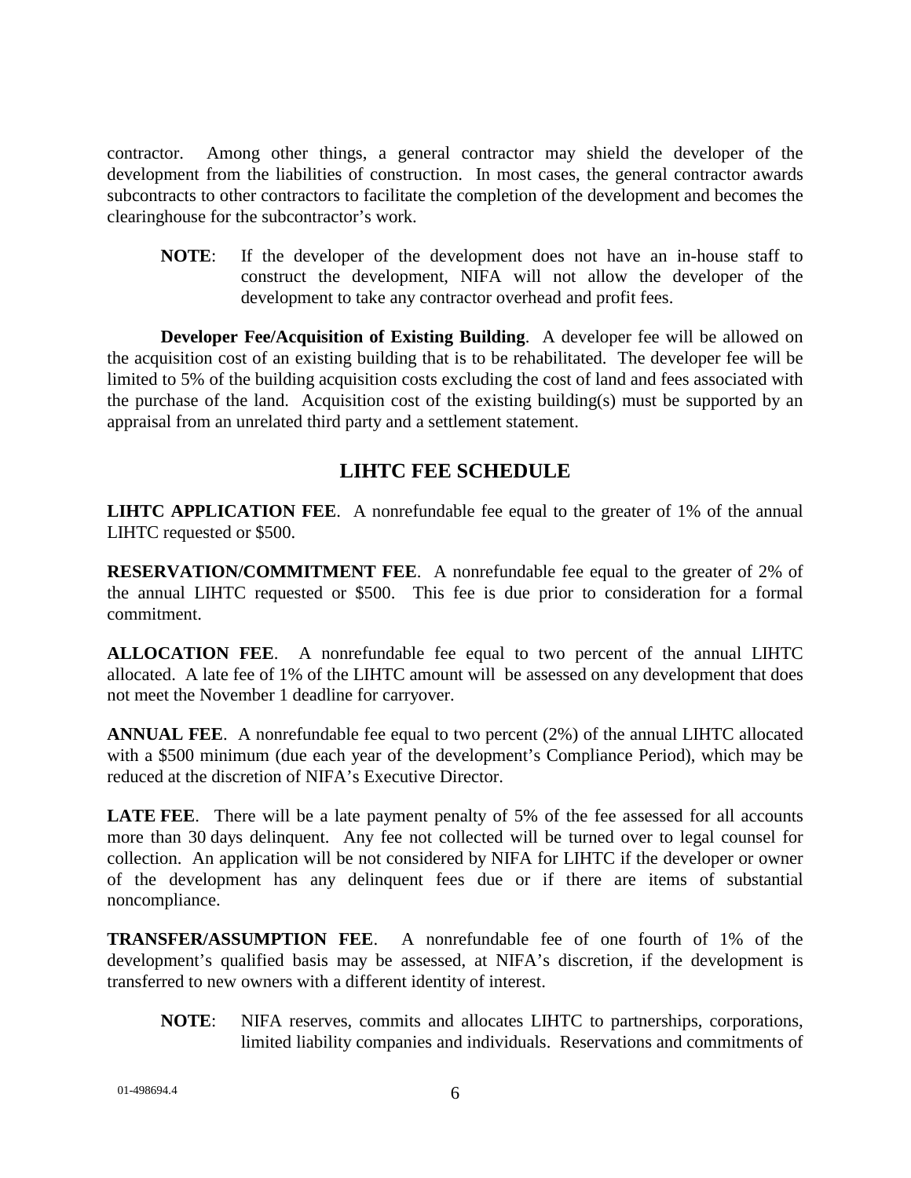contractor. Among other things, a general contractor may shield the developer of the development from the liabilities of construction. In most cases, the general contractor awards subcontracts to other contractors to facilitate the completion of the development and becomes the clearinghouse for the subcontractor's work.

> **NOTE**: If the developer of the development does not have an in-house staff to construct the development, NIFA will not allow the developer of the development to take any contractor overhead and profit fees.

**Developer Fee/Acquisition of Existing Building**. A developer fee will be allowed on the acquisition cost of an existing building that is to be rehabilitated. The developer fee will be limited to 5% of the building acquisition costs excluding the cost of land and fees associated with the purchase of the land. Acquisition cost of the existing building(s) must be supported by an appraisal from an unrelated third party and a settlement statement.

## LIHTC FEE SCHEDULE

**LIHTC APPLICATION FEE**. A nonrefundable fee equal to the greater of 1% of the annual LIHTC requested or $500.

**RESERVATION/COMMITMENT FEE**. A nonrefundable fee equal to the greater of 2% of the annual LIHTC requested or $500. This fee is due prior to consideration for a formal commitment.

**ALLOCATION FEE**. A nonrefundable fee equal to two percent of the annual LIHTC allocated. A late fee of 1% of the LIHTC amount will be assessed on any development that does not meet the November 1 deadline for carryover.

**ANNUAL FEE**. A nonrefundable fee equal to two percent (2%) of the annual LIHTC allocated with a $500 minimum (due each year of the development's Compliance Period), which may be reduced at the discretion of NIFA's Executive Director.

**LATE FEE**. There will be a late payment penalty of 5% of the fee assessed for all accounts more than 30 days delinquent. Any fee not collected will be turned over to legal counsel for collection. An application will be not considered by NIFA for LIHTC if the developer or owner of the development has any delinquent fees due or if there are items of substantial noncompliance.

**TRANSFER/ASSUMPTION FEE**. A nonrefundable fee of one fourth of 1% of the development's qualified basis may be assessed, at NIFA's discretion, if the development is transferred to new owners with a different identity of interest.

> **NOTE**: NIFA reserves, commits and allocates LIHTC to partnerships, corporations, limited liability companies and individuals. Reservations and commitments of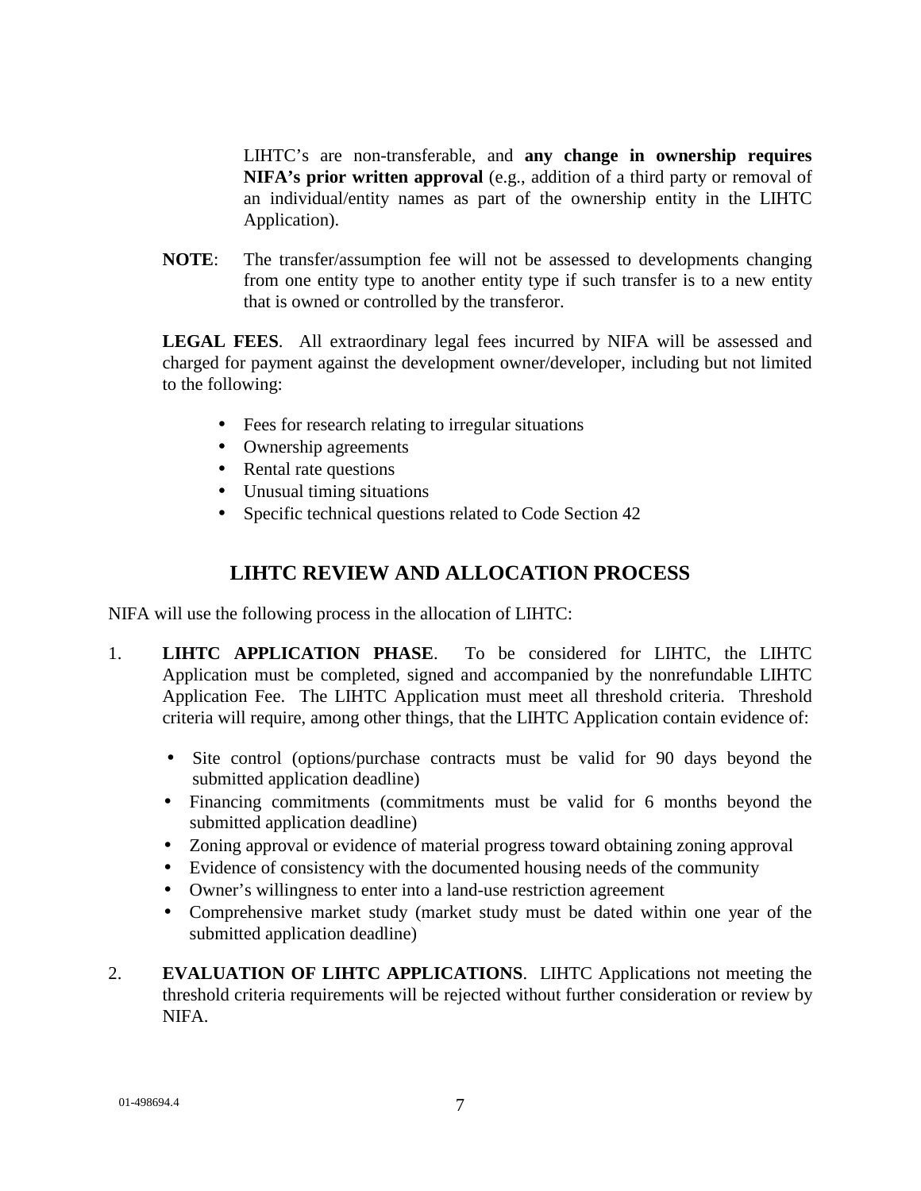LIHTC's are non-transferable, and **any change in ownership requires NIFA's prior written approval** (e.g., addition of a third party or removal of an individual/entity names as part of the ownership entity in the LIHTC Application).

**NOTE**: The transfer/assumption fee will not be assessed to developments changing from one entity type to another entity type if such transfer is to a new entity that is owned or controlled by the transferor.

**LEGAL FEES**. All extraordinary legal fees incurred by NIFA will be assessed and charged for payment against the development owner/developer, including but not limited to the following:

- Fees for research relating to irregular situations
- Ownership agreements
- Rental rate questions
- Unusual timing situations
- Specific technical questions related to Code Section 42

## LIHTC REVIEW AND ALLOCATION PROCESS

NIFA will use the following process in the allocation of LIHTC:

1. **LIHTC APPLICATION PHASE**. To be considered for LIHTC, the LIHTC Application must be completed, signed and accompanied by the nonrefundable LIHTC Application Fee. The LIHTC Application must meet all threshold criteria. Threshold criteria will require, among other things, that the LIHTC Application contain evidence of:

   - Site control (options/purchase contracts must be valid for 90 days beyond the submitted application deadline)
   - Financing commitments (commitments must be valid for 6 months beyond the submitted application deadline)
   - Zoning approval or evidence of material progress toward obtaining zoning approval
   - Evidence of consistency with the documented housing needs of the community
   - Owner's willingness to enter into a land-use restriction agreement
   - Comprehensive market study (market study must be dated within one year of the submitted application deadline)

2. **EVALUATION OF LIHTC APPLICATIONS**. LIHTC Applications not meeting the threshold criteria requirements will be rejected without further consideration or review by NIFA.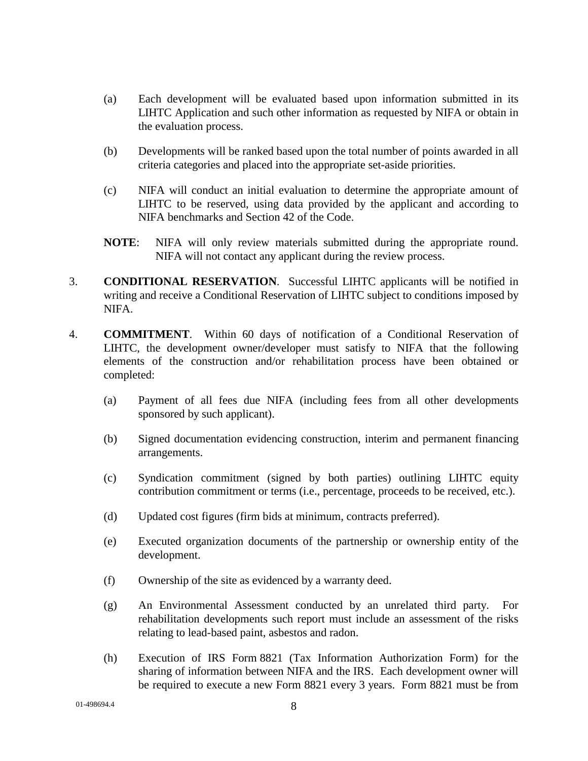(a) Each development will be evaluated based upon information submitted in its LIHTC Application and such other information as requested by NIFA or obtain in the evaluation process.

(b) Developments will be ranked based upon the total number of points awarded in all criteria categories and placed into the appropriate set-aside priorities.

(c) NIFA will conduct an initial evaluation to determine the appropriate amount of LIHTC to be reserved, using data provided by the applicant and according to NIFA benchmarks and Section 42 of the Code.

**NOTE**: NIFA will only review materials submitted during the appropriate round. NIFA will not contact any applicant during the review process.

3. **CONDITIONAL RESERVATION**. Successful LIHTC applicants will be notified in writing and receive a Conditional Reservation of LIHTC subject to conditions imposed by NIFA.

4. **COMMITMENT**. Within 60 days of notification of a Conditional Reservation of LIHTC, the development owner/developer must satisfy to NIFA that the following elements of the construction and/or rehabilitation process have been obtained or completed:

(a) Payment of all fees due NIFA (including fees from all other developments sponsored by such applicant).

(b) Signed documentation evidencing construction, interim and permanent financing arrangements.

(c) Syndication commitment (signed by both parties) outlining LIHTC equity contribution commitment or terms (i.e., percentage, proceeds to be received, etc.).

(d) Updated cost figures (firm bids at minimum, contracts preferred).

(e) Executed organization documents of the partnership or ownership entity of the development.

(f) Ownership of the site as evidenced by a warranty deed.

(g) An Environmental Assessment conducted by an unrelated third party. For rehabilitation developments such report must include an assessment of the risks relating to lead-based paint, asbestos and radon.

(h) Execution of IRS Form 8821 (Tax Information Authorization Form) for the sharing of information between NIFA and the IRS. Each development owner will be required to execute a new Form 8821 every 3 years. Form 8821 must be from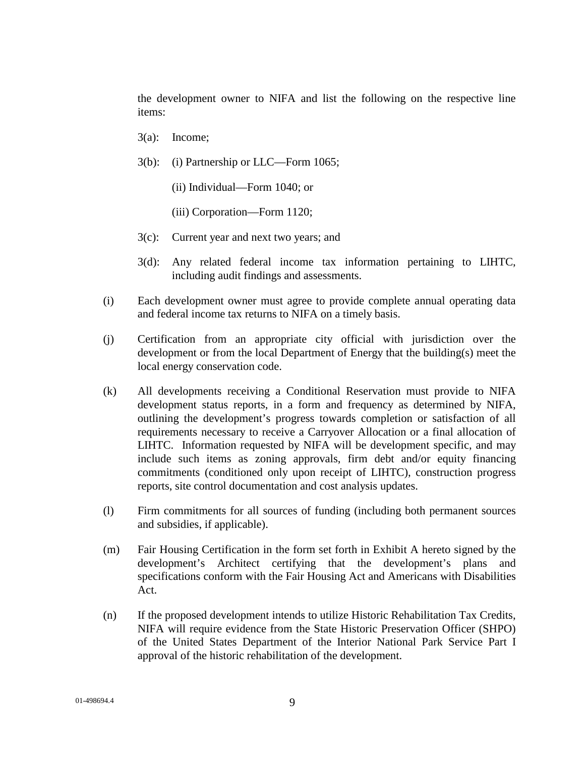the development owner to NIFA and list the following on the respective line items:

3(a): Income;

3(b): (i) Partnership or LLC—Form 1065;

(ii) Individual—Form 1040; or

(iii) Corporation—Form 1120;

3(c): Current year and next two years; and

3(d): Any related federal income tax information pertaining to LIHTC, including audit findings and assessments.

(i) Each development owner must agree to provide complete annual operating data and federal income tax returns to NIFA on a timely basis.

(j) Certification from an appropriate city official with jurisdiction over the development or from the local Department of Energy that the building(s) meet the local energy conservation code.

(k) All developments receiving a Conditional Reservation must provide to NIFA development status reports, in a form and frequency as determined by NIFA, outlining the development's progress towards completion or satisfaction of all requirements necessary to receive a Carryover Allocation or a final allocation of LIHTC. Information requested by NIFA will be development specific, and may include such items as zoning approvals, firm debt and/or equity financing commitments (conditioned only upon receipt of LIHTC), construction progress reports, site control documentation and cost analysis updates.

(l) Firm commitments for all sources of funding (including both permanent sources and subsidies, if applicable).

(m) Fair Housing Certification in the form set forth in Exhibit A hereto signed by the development's Architect certifying that the development's plans and specifications conform with the Fair Housing Act and Americans with Disabilities Act.

(n) If the proposed development intends to utilize Historic Rehabilitation Tax Credits, NIFA will require evidence from the State Historic Preservation Officer (SHPO) of the United States Department of the Interior National Park Service Part I approval of the historic rehabilitation of the development.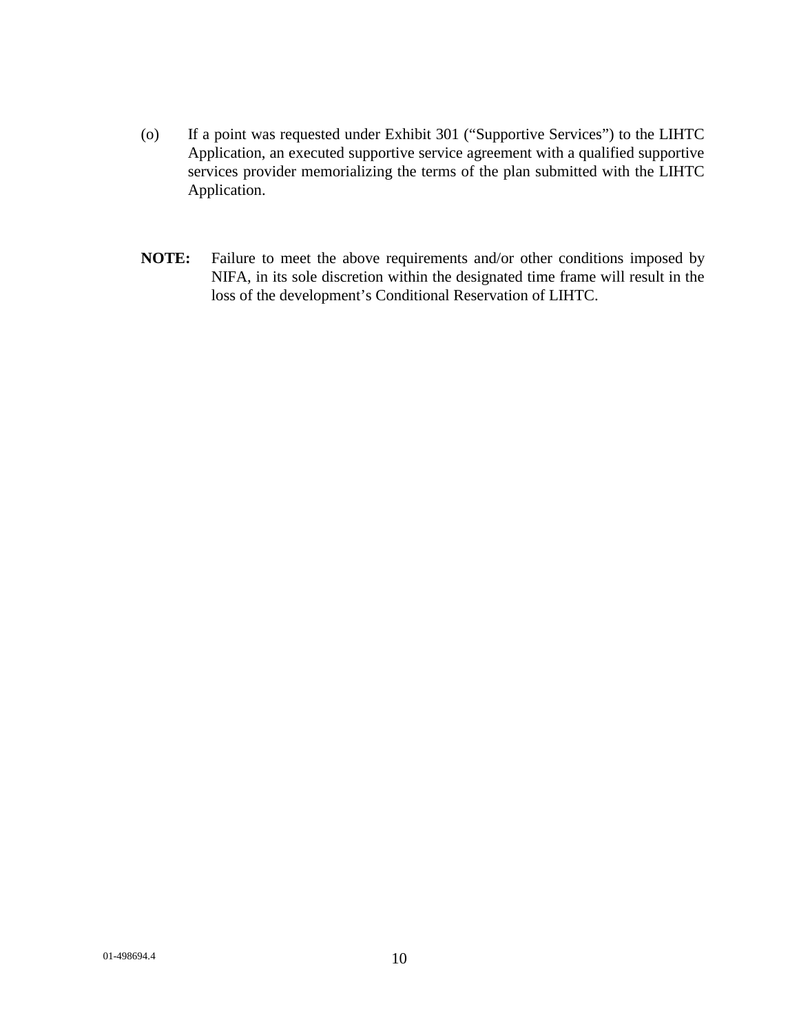(o) If a point was requested under Exhibit 301 (“Supportive Services”) to the LIHTC Application, an executed supportive service agreement with a qualified supportive services provider memorializing the terms of the plan submitted with the LIHTC Application.

**NOTE:** Failure to meet the above requirements and/or other conditions imposed by NIFA, in its sole discretion within the designated time frame will result in the loss of the development’s Conditional Reservation of LIHTC.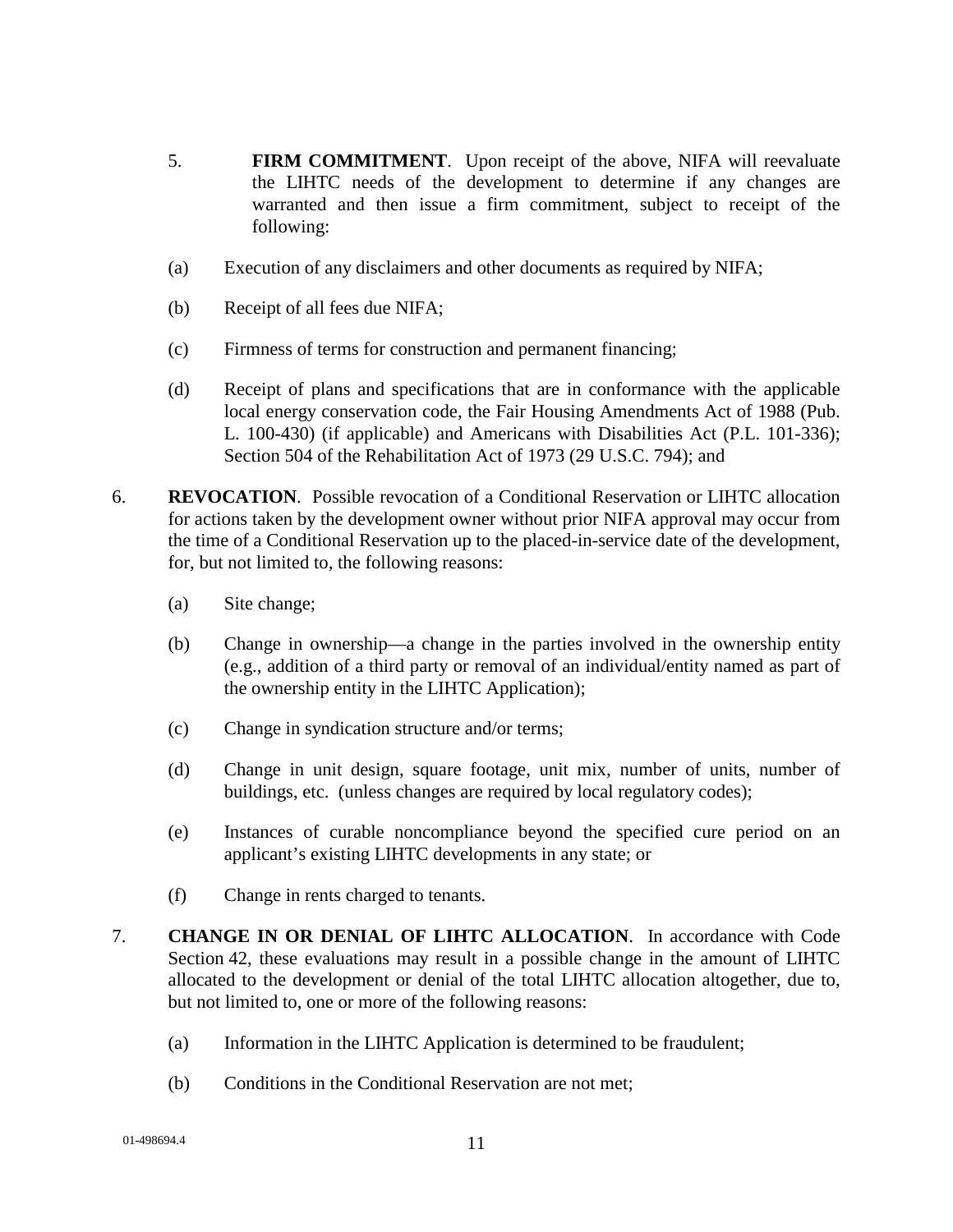5. **FIRM COMMITMENT**. Upon receipt of the above, NIFA will reevaluate the LIHTC needs of the development to determine if any changes are warranted and then issue a firm commitment, subject to receipt of the following:

   (a) Execution of any disclaimers and other documents as required by NIFA;

   (b) Receipt of all fees due NIFA;

   (c) Firmness of terms for construction and permanent financing;

   (d) Receipt of plans and specifications that are in conformance with the applicable local energy conservation code, the Fair Housing Amendments Act of 1988 (Pub. L. 100-430) (if applicable) and Americans with Disabilities Act (P.L. 101-336); Section 504 of the Rehabilitation Act of 1973 (29 U.S.C. 794); and

6. **REVOCATION**. Possible revocation of a Conditional Reservation or LIHTC allocation for actions taken by the development owner without prior NIFA approval may occur from the time of a Conditional Reservation up to the placed-in-service date of the development, for, but not limited to, the following reasons:

   (a) Site change;

   (b) Change in ownership—a change in the parties involved in the ownership entity (e.g., addition of a third party or removal of an individual/entity named as part of the ownership entity in the LIHTC Application);

   (c) Change in syndication structure and/or terms;

   (d) Change in unit design, square footage, unit mix, number of units, number of buildings, etc. (unless changes are required by local regulatory codes);

   (e) Instances of curable noncompliance beyond the specified cure period on an applicant's existing LIHTC developments in any state; or

   (f) Change in rents charged to tenants.

7. **CHANGE IN OR DENIAL OF LIHTC ALLOCATION**. In accordance with Code Section 42, these evaluations may result in a possible change in the amount of LIHTC allocated to the development or denial of the total LIHTC allocation altogether, due to, but not limited to, one or more of the following reasons:

   (a) Information in the LIHTC Application is determined to be fraudulent;

   (b) Conditions in the Conditional Reservation are not met;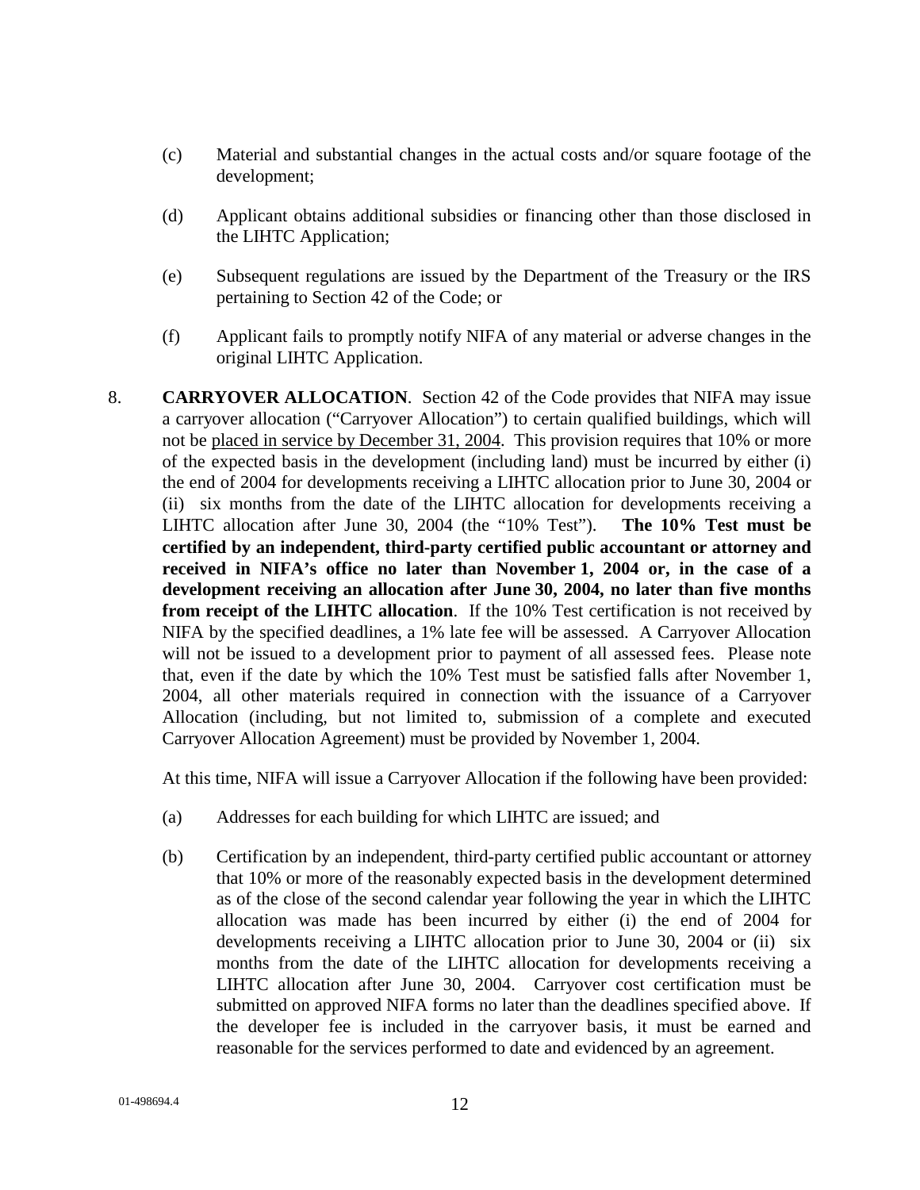(c) Material and substantial changes in the actual costs and/or square footage of the development;

(d) Applicant obtains additional subsidies or financing other than those disclosed in the LIHTC Application;

(e) Subsequent regulations are issued by the Department of the Treasury or the IRS pertaining to Section 42 of the Code; or

(f) Applicant fails to promptly notify NIFA of any material or adverse changes in the original LIHTC Application.

8. **CARRYOVER ALLOCATION**. Section 42 of the Code provides that NIFA may issue a carryover allocation ("Carryover Allocation") to certain qualified buildings, which will not be placed in service by December 31, 2004. This provision requires that 10% or more of the expected basis in the development (including land) must be incurred by either (i) the end of 2004 for developments receiving a LIHTC allocation prior to June 30, 2004 or (ii) six months from the date of the LIHTC allocation for developments receiving a LIHTC allocation after June 30, 2004 (the "10% Test"). **The 10% Test must be certified by an independent, third-party certified public accountant or attorney and received in NIFA's office no later than November 1, 2004 or, in the case of a development receiving an allocation after June 30, 2004, no later than five months from receipt of the LIHTC allocation**. If the 10% Test certification is not received by NIFA by the specified deadlines, a 1% late fee will be assessed. A Carryover Allocation will not be issued to a development prior to payment of all assessed fees. Please note that, even if the date by which the 10% Test must be satisfied falls after November 1, 2004, all other materials required in connection with the issuance of a Carryover Allocation (including, but not limited to, submission of a complete and executed Carryover Allocation Agreement) must be provided by November 1, 2004.

   At this time, NIFA will issue a Carryover Allocation if the following have been provided:

   (a) Addresses for each building for which LIHTC are issued; and

   (b) Certification by an independent, third-party certified public accountant or attorney that 10% or more of the reasonably expected basis in the development determined as of the close of the second calendar year following the year in which the LIHTC allocation was made has been incurred by either (i) the end of 2004 for developments receiving a LIHTC allocation prior to June 30, 2004 or (ii) six months from the date of the LIHTC allocation for developments receiving a LIHTC allocation after June 30, 2004. Carryover cost certification must be submitted on approved NIFA forms no later than the deadlines specified above. If the developer fee is included in the carryover basis, it must be earned and reasonable for the services performed to date and evidenced by an agreement.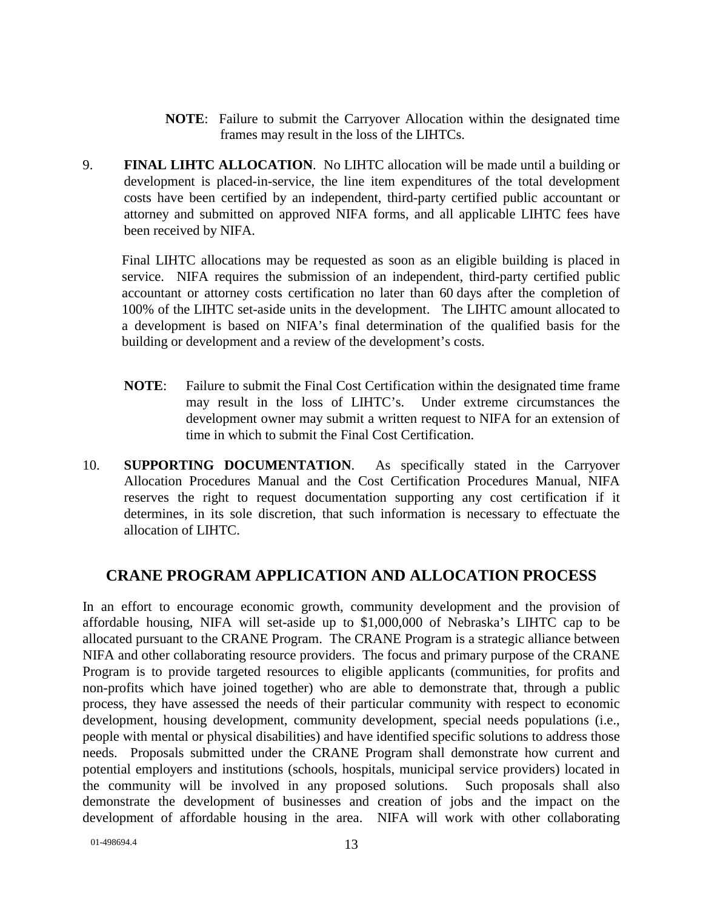**NOTE**: Failure to submit the Carryover Allocation within the designated time frames may result in the loss of the LIHTCs.

9. **FINAL LIHTC ALLOCATION**. No LIHTC allocation will be made until a building or development is placed-in-service, the line item expenditures of the total development costs have been certified by an independent, third-party certified public accountant or attorney and submitted on approved NIFA forms, and all applicable LIHTC fees have been received by NIFA.

   Final LIHTC allocations may be requested as soon as an eligible building is placed in service. NIFA requires the submission of an independent, third-party certified public accountant or attorney costs certification no later than 60 days after the completion of 100% of the LIHTC set-aside units in the development. The LIHTC amount allocated to a development is based on NIFA's final determination of the qualified basis for the building or development and a review of the development's costs.

   **NOTE**: Failure to submit the Final Cost Certification within the designated time frame may result in the loss of LIHTC's. Under extreme circumstances the development owner may submit a written request to NIFA for an extension of time in which to submit the Final Cost Certification.

10. **SUPPORTING DOCUMENTATION**. As specifically stated in the Carryover Allocation Procedures Manual and the Cost Certification Procedures Manual, NIFA reserves the right to request documentation supporting any cost certification if it determines, in its sole discretion, that such information is necessary to effectuate the allocation of LIHTC.

## CRANE PROGRAM APPLICATION AND ALLOCATION PROCESS

In an effort to encourage economic growth, community development and the provision of affordable housing, NIFA will set-aside up to $1,000,000 of Nebraska's LIHTC cap to be allocated pursuant to the CRANE Program. The CRANE Program is a strategic alliance between NIFA and other collaborating resource providers. The focus and primary purpose of the CRANE Program is to provide targeted resources to eligible applicants (communities, for profits and non-profits which have joined together) who are able to demonstrate that, through a public process, they have assessed the needs of their particular community with respect to economic development, housing development, community development, special needs populations (i.e., people with mental or physical disabilities) and have identified specific solutions to address those needs. Proposals submitted under the CRANE Program shall demonstrate how current and potential employers and institutions (schools, hospitals, municipal service providers) located in the community will be involved in any proposed solutions. Such proposals shall also demonstrate the development of businesses and creation of jobs and the impact on the development of affordable housing in the area. NIFA will work with other collaborating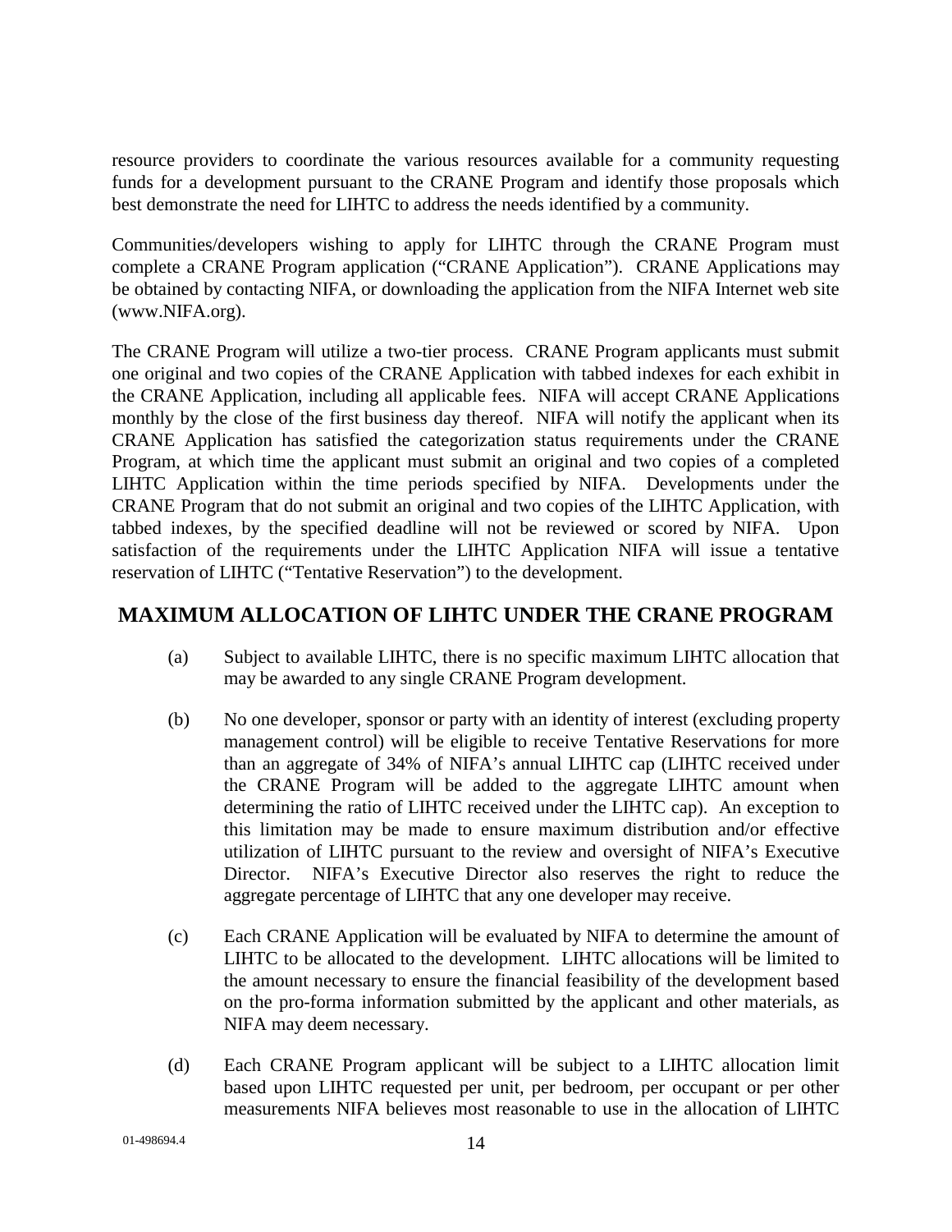resource providers to coordinate the various resources available for a community requesting funds for a development pursuant to the CRANE Program and identify those proposals which best demonstrate the need for LIHTC to address the needs identified by a community.

Communities/developers wishing to apply for LIHTC through the CRANE Program must complete a CRANE Program application ("CRANE Application"). CRANE Applications may be obtained by contacting NIFA, or downloading the application from the NIFA Internet web site (www.NIFA.org).

The CRANE Program will utilize a two-tier process. CRANE Program applicants must submit one original and two copies of the CRANE Application with tabbed indexes for each exhibit in the CRANE Application, including all applicable fees. NIFA will accept CRANE Applications monthly by the close of the first business day thereof. NIFA will notify the applicant when its CRANE Application has satisfied the categorization status requirements under the CRANE Program, at which time the applicant must submit an original and two copies of a completed LIHTC Application within the time periods specified by NIFA. Developments under the CRANE Program that do not submit an original and two copies of the LIHTC Application, with tabbed indexes, by the specified deadline will not be reviewed or scored by NIFA. Upon satisfaction of the requirements under the LIHTC Application NIFA will issue a tentative reservation of LIHTC ("Tentative Reservation") to the development.

## MAXIMUM ALLOCATION OF LIHTC UNDER THE CRANE PROGRAM

(a) Subject to available LIHTC, there is no specific maximum LIHTC allocation that may be awarded to any single CRANE Program development.

(b) No one developer, sponsor or party with an identity of interest (excluding property management control) will be eligible to receive Tentative Reservations for more than an aggregate of 34% of NIFA's annual LIHTC cap (LIHTC received under the CRANE Program will be added to the aggregate LIHTC amount when determining the ratio of LIHTC received under the LIHTC cap). An exception to this limitation may be made to ensure maximum distribution and/or effective utilization of LIHTC pursuant to the review and oversight of NIFA's Executive Director. NIFA's Executive Director also reserves the right to reduce the aggregate percentage of LIHTC that any one developer may receive.

(c) Each CRANE Application will be evaluated by NIFA to determine the amount of LIHTC to be allocated to the development. LIHTC allocations will be limited to the amount necessary to ensure the financial feasibility of the development based on the pro-forma information submitted by the applicant and other materials, as NIFA may deem necessary.

(d) Each CRANE Program applicant will be subject to a LIHTC allocation limit based upon LIHTC requested per unit, per bedroom, per occupant or per other measurements NIFA believes most reasonable to use in the allocation of LIHTC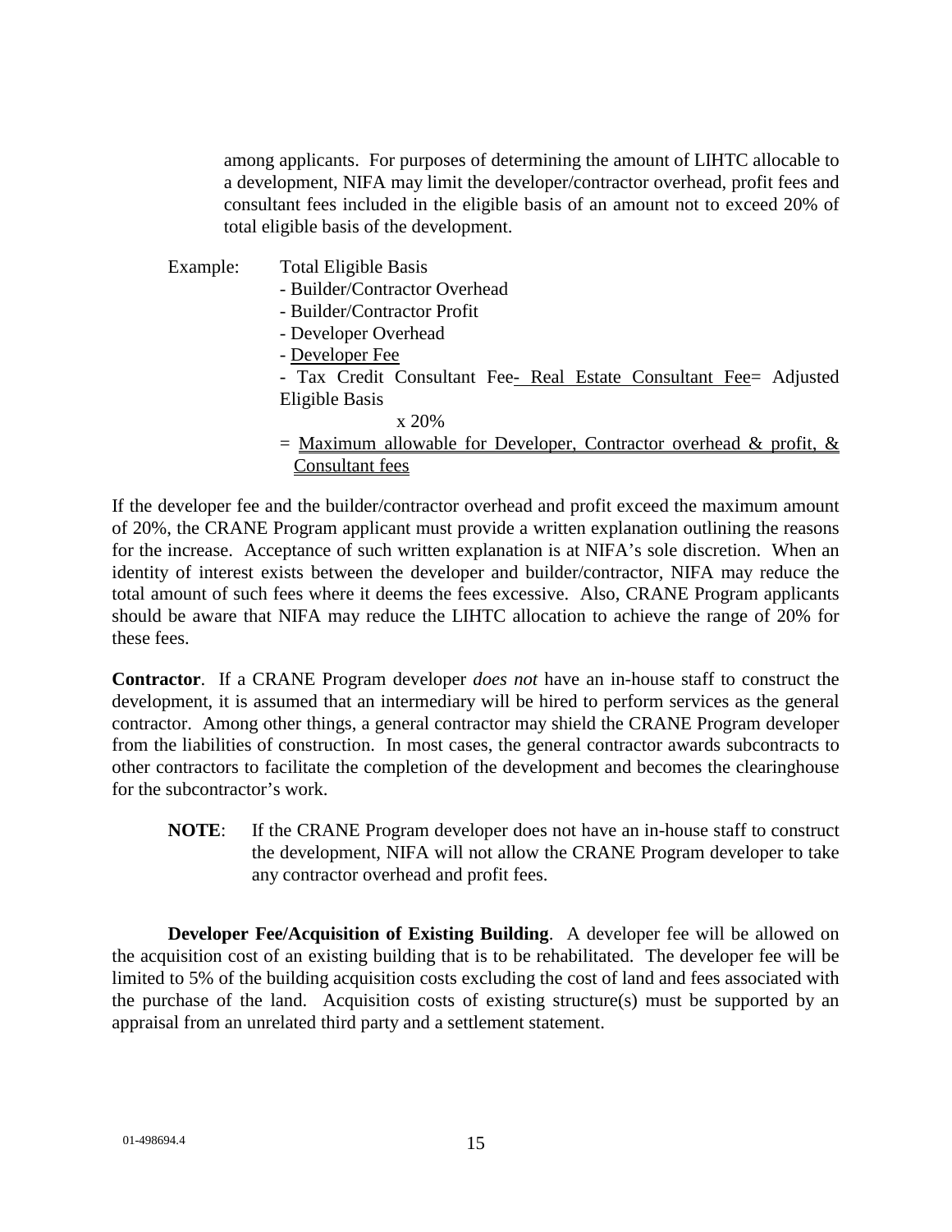among applicants. For purposes of determining the amount of LIHTC allocable to a development, NIFA may limit the developer/contractor overhead, profit fees and consultant fees included in the eligible basis of an amount not to exceed 20% of total eligible basis of the development.

Example: Total Eligible Basis
- Builder/Contractor Overhead
- Builder/Contractor Profit
- Developer Overhead
- Developer Fee
- Tax Credit Consultant Fee- Real Estate Consultant Fee= Adjusted Eligible Basis
x 20%
= Maximum allowable for Developer, Contractor overhead & profit, & Consultant fees

If the developer fee and the builder/contractor overhead and profit exceed the maximum amount of 20%, the CRANE Program applicant must provide a written explanation outlining the reasons for the increase. Acceptance of such written explanation is at NIFA's sole discretion. When an identity of interest exists between the developer and builder/contractor, NIFA may reduce the total amount of such fees where it deems the fees excessive. Also, CRANE Program applicants should be aware that NIFA may reduce the LIHTC allocation to achieve the range of 20% for these fees.

**Contractor**. If a CRANE Program developer *does not* have an in-house staff to construct the development, it is assumed that an intermediary will be hired to perform services as the general contractor. Among other things, a general contractor may shield the CRANE Program developer from the liabilities of construction. In most cases, the general contractor awards subcontracts to other contractors to facilitate the completion of the development and becomes the clearinghouse for the subcontractor's work.

**NOTE**: If the CRANE Program developer does not have an in-house staff to construct the development, NIFA will not allow the CRANE Program developer to take any contractor overhead and profit fees.

**Developer Fee/Acquisition of Existing Building**. A developer fee will be allowed on the acquisition cost of an existing building that is to be rehabilitated. The developer fee will be limited to 5% of the building acquisition costs excluding the cost of land and fees associated with the purchase of the land. Acquisition costs of existing structure(s) must be supported by an appraisal from an unrelated third party and a settlement statement.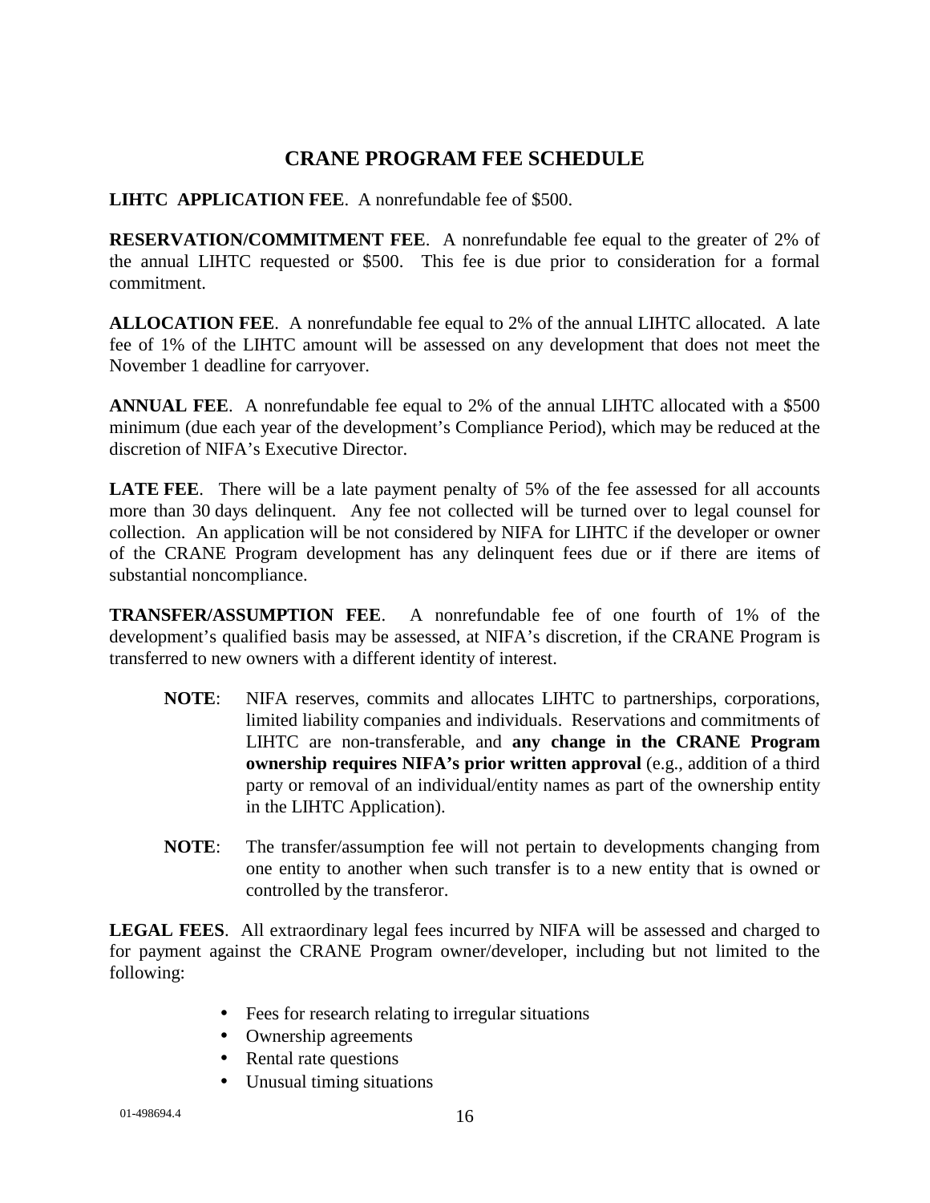# CRANE PROGRAM FEE SCHEDULE

**LIHTC APPLICATION FEE**. A nonrefundable fee of $500.

**RESERVATION/COMMITMENT FEE**. A nonrefundable fee equal to the greater of 2% of the annual LIHTC requested or $500. This fee is due prior to consideration for a formal commitment.

**ALLOCATION FEE**. A nonrefundable fee equal to 2% of the annual LIHTC allocated. A late fee of 1% of the LIHTC amount will be assessed on any development that does not meet the November 1 deadline for carryover.

**ANNUAL FEE**. A nonrefundable fee equal to 2% of the annual LIHTC allocated with a $500 minimum (due each year of the development's Compliance Period), which may be reduced at the discretion of NIFA's Executive Director.

**LATE FEE**. There will be a late payment penalty of 5% of the fee assessed for all accounts more than 30 days delinquent. Any fee not collected will be turned over to legal counsel for collection. An application will be not considered by NIFA for LIHTC if the developer or owner of the CRANE Program development has any delinquent fees due or if there are items of substantial noncompliance.

**TRANSFER/ASSUMPTION FEE**. A nonrefundable fee of one fourth of 1% of the development's qualified basis may be assessed, at NIFA's discretion, if the CRANE Program is transferred to new owners with a different identity of interest.

> **NOTE**: NIFA reserves, commits and allocates LIHTC to partnerships, corporations, limited liability companies and individuals. Reservations and commitments of LIHTC are non-transferable, and **any change in the CRANE Program ownership requires NIFA's prior written approval** (e.g., addition of a third party or removal of an individual/entity names as part of the ownership entity in the LIHTC Application).

> **NOTE**: The transfer/assumption fee will not pertain to developments changing from one entity to another when such transfer is to a new entity that is owned or controlled by the transferor.

**LEGAL FEES**. All extraordinary legal fees incurred by NIFA will be assessed and charged to for payment against the CRANE Program owner/developer, including but not limited to the following:

- Fees for research relating to irregular situations
- Ownership agreements
- Rental rate questions
- Unusual timing situations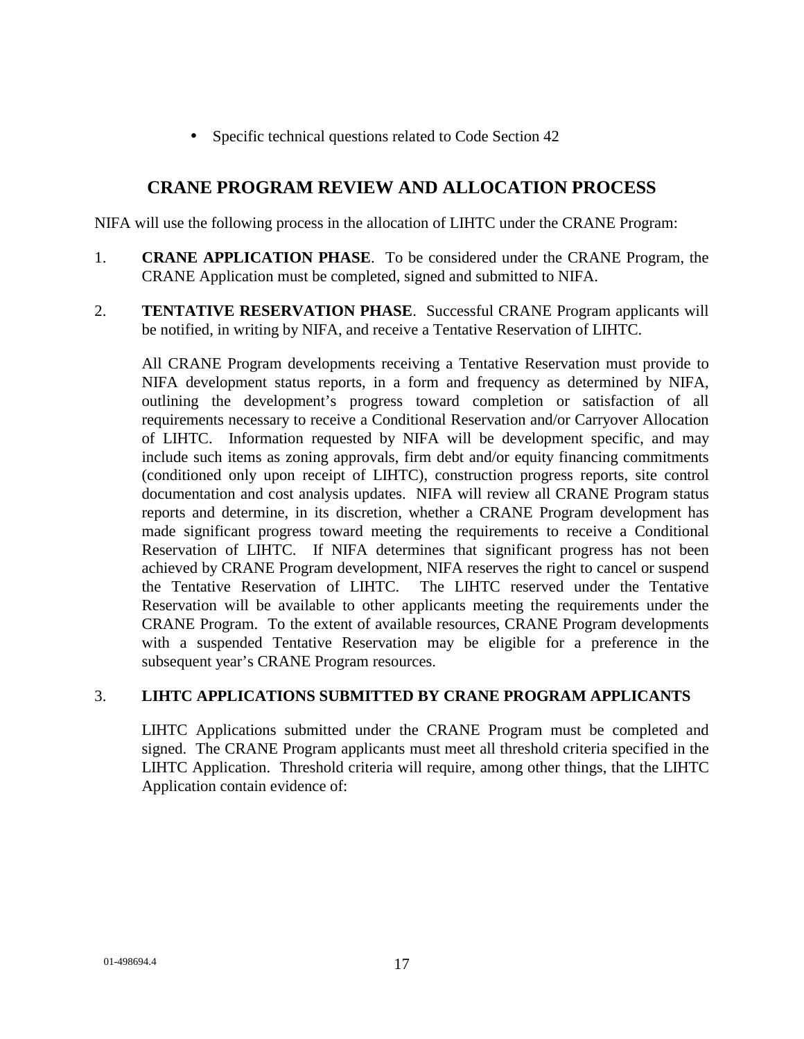- Specific technical questions related to Code Section 42

## CRANE PROGRAM REVIEW AND ALLOCATION PROCESS

NIFA will use the following process in the allocation of LIHTC under the CRANE Program:

1. **CRANE APPLICATION PHASE**. To be considered under the CRANE Program, the CRANE Application must be completed, signed and submitted to NIFA.

2. **TENTATIVE RESERVATION PHASE**. Successful CRANE Program applicants will be notified, in writing by NIFA, and receive a Tentative Reservation of LIHTC.

   All CRANE Program developments receiving a Tentative Reservation must provide to NIFA development status reports, in a form and frequency as determined by NIFA, outlining the development's progress toward completion or satisfaction of all requirements necessary to receive a Conditional Reservation and/or Carryover Allocation of LIHTC. Information requested by NIFA will be development specific, and may include such items as zoning approvals, firm debt and/or equity financing commitments (conditioned only upon receipt of LIHTC), construction progress reports, site control documentation and cost analysis updates. NIFA will review all CRANE Program status reports and determine, in its discretion, whether a CRANE Program development has made significant progress toward meeting the requirements to receive a Conditional Reservation of LIHTC. If NIFA determines that significant progress has not been achieved by CRANE Program development, NIFA reserves the right to cancel or suspend the Tentative Reservation of LIHTC. The LIHTC reserved under the Tentative Reservation will be available to other applicants meeting the requirements under the CRANE Program. To the extent of available resources, CRANE Program developments with a suspended Tentative Reservation may be eligible for a preference in the subsequent year's CRANE Program resources.

3. **LIHTC APPLICATIONS SUBMITTED BY CRANE PROGRAM APPLICANTS**

   LIHTC Applications submitted under the CRANE Program must be completed and signed. The CRANE Program applicants must meet all threshold criteria specified in the LIHTC Application. Threshold criteria will require, among other things, that the LIHTC Application contain evidence of: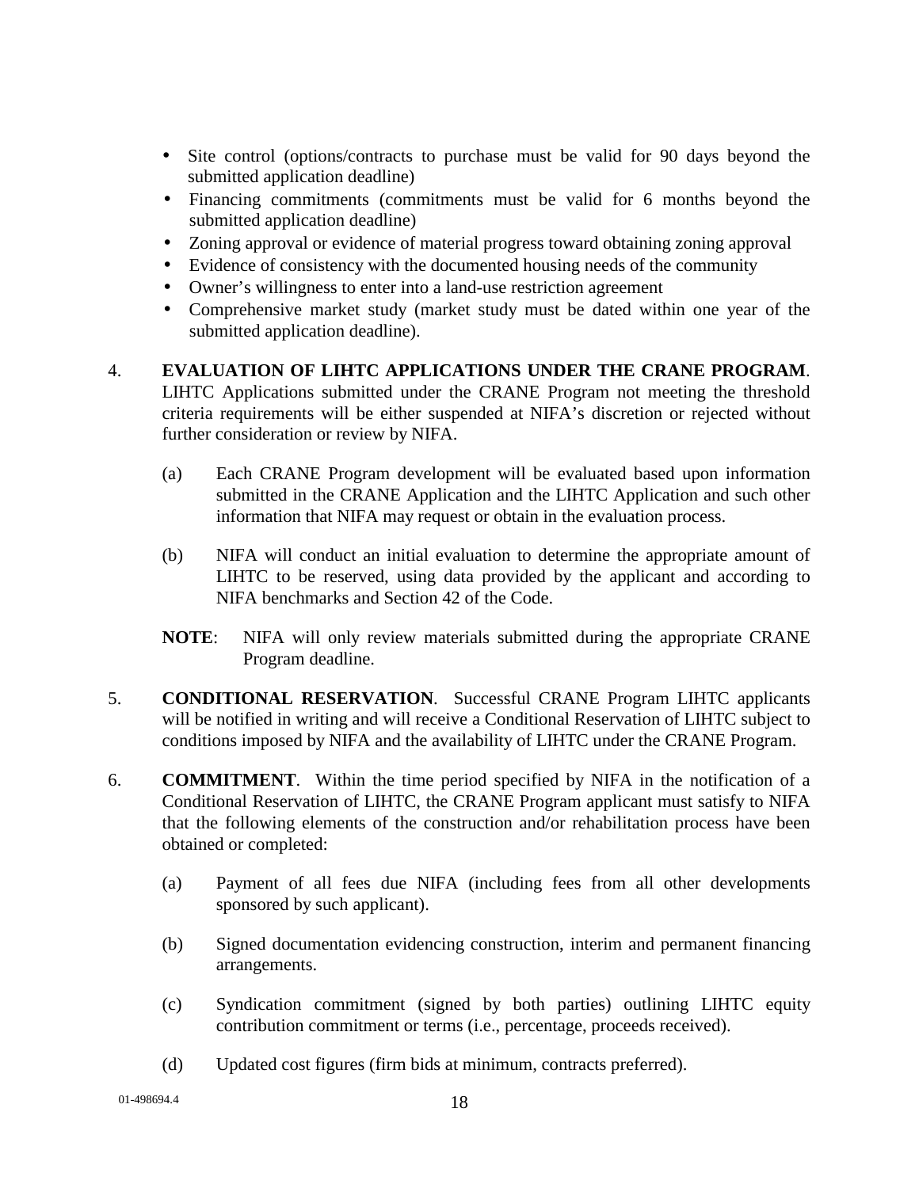- Site control (options/contracts to purchase must be valid for 90 days beyond the submitted application deadline)
- Financing commitments (commitments must be valid for 6 months beyond the submitted application deadline)
- Zoning approval or evidence of material progress toward obtaining zoning approval
- Evidence of consistency with the documented housing needs of the community
- Owner's willingness to enter into a land-use restriction agreement
- Comprehensive market study (market study must be dated within one year of the submitted application deadline).

4. **EVALUATION OF LIHTC APPLICATIONS UNDER THE CRANE PROGRAM**. LIHTC Applications submitted under the CRANE Program not meeting the threshold criteria requirements will be either suspended at NIFA's discretion or rejected without further consideration or review by NIFA.

   (a) Each CRANE Program development will be evaluated based upon information submitted in the CRANE Application and the LIHTC Application and such other information that NIFA may request or obtain in the evaluation process.

   (b) NIFA will conduct an initial evaluation to determine the appropriate amount of LIHTC to be reserved, using data provided by the applicant and according to NIFA benchmarks and Section 42 of the Code.

   **NOTE**: NIFA will only review materials submitted during the appropriate CRANE Program deadline.

5. **CONDITIONAL RESERVATION**. Successful CRANE Program LIHTC applicants will be notified in writing and will receive a Conditional Reservation of LIHTC subject to conditions imposed by NIFA and the availability of LIHTC under the CRANE Program.

6. **COMMITMENT**. Within the time period specified by NIFA in the notification of a Conditional Reservation of LIHTC, the CRANE Program applicant must satisfy to NIFA that the following elements of the construction and/or rehabilitation process have been obtained or completed:

   (a) Payment of all fees due NIFA (including fees from all other developments sponsored by such applicant).

   (b) Signed documentation evidencing construction, interim and permanent financing arrangements.

   (c) Syndication commitment (signed by both parties) outlining LIHTC equity contribution commitment or terms (i.e., percentage, proceeds received).

   (d) Updated cost figures (firm bids at minimum, contracts preferred).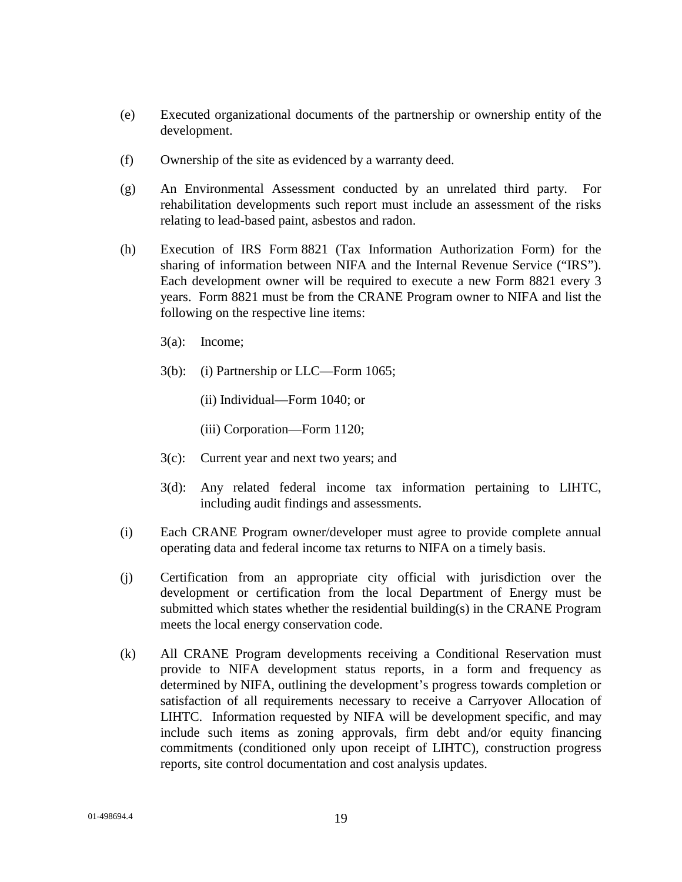(e) Executed organizational documents of the partnership or ownership entity of the development.

(f) Ownership of the site as evidenced by a warranty deed.

(g) An Environmental Assessment conducted by an unrelated third party. For rehabilitation developments such report must include an assessment of the risks relating to lead-based paint, asbestos and radon.

(h) Execution of IRS Form 8821 (Tax Information Authorization Form) for the sharing of information between NIFA and the Internal Revenue Service (“IRS”). Each development owner will be required to execute a new Form 8821 every 3 years. Form 8821 must be from the CRANE Program owner to NIFA and list the following on the respective line items:

    3(a): Income;

    3(b): (i) Partnership or LLC—Form 1065;

    (ii) Individual—Form 1040; or

    (iii) Corporation—Form 1120;

    3(c): Current year and next two years; and

    3(d): Any related federal income tax information pertaining to LIHTC, including audit findings and assessments.

(i) Each CRANE Program owner/developer must agree to provide complete annual operating data and federal income tax returns to NIFA on a timely basis.

(j) Certification from an appropriate city official with jurisdiction over the development or certification from the local Department of Energy must be submitted which states whether the residential building(s) in the CRANE Program meets the local energy conservation code.

(k) All CRANE Program developments receiving a Conditional Reservation must provide to NIFA development status reports, in a form and frequency as determined by NIFA, outlining the development’s progress towards completion or satisfaction of all requirements necessary to receive a Carryover Allocation of LIHTC. Information requested by NIFA will be development specific, and may include such items as zoning approvals, firm debt and/or equity financing commitments (conditioned only upon receipt of LIHTC), construction progress reports, site control documentation and cost analysis updates.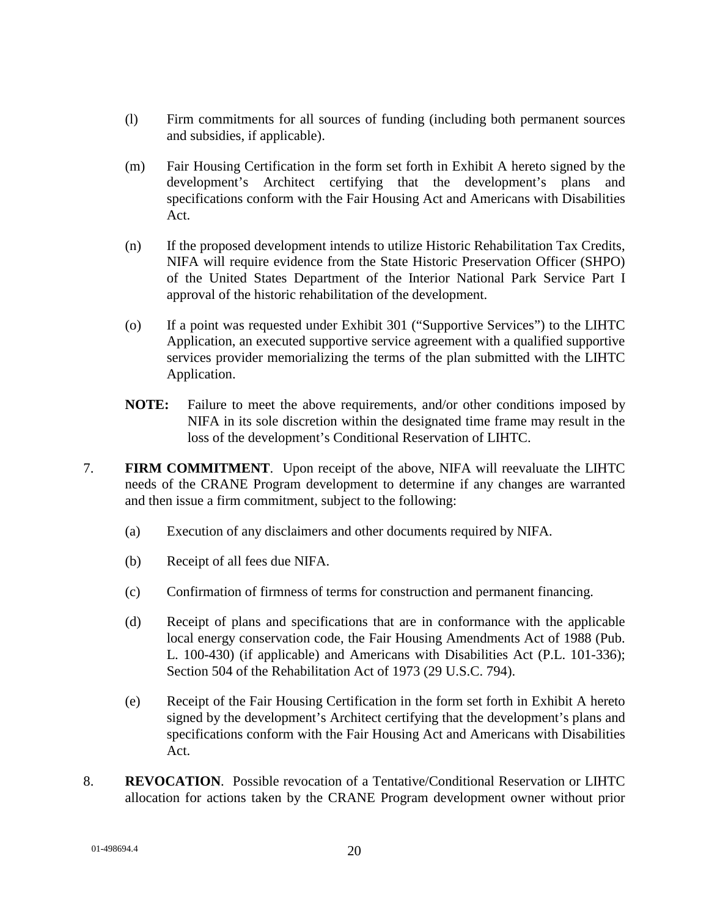(l) Firm commitments for all sources of funding (including both permanent sources and subsidies, if applicable).

(m) Fair Housing Certification in the form set forth in Exhibit A hereto signed by the development's Architect certifying that the development's plans and specifications conform with the Fair Housing Act and Americans with Disabilities Act.

(n) If the proposed development intends to utilize Historic Rehabilitation Tax Credits, NIFA will require evidence from the State Historic Preservation Officer (SHPO) of the United States Department of the Interior National Park Service Part I approval of the historic rehabilitation of the development.

(o) If a point was requested under Exhibit 301 ("Supportive Services") to the LIHTC Application, an executed supportive service agreement with a qualified supportive services provider memorializing the terms of the plan submitted with the LIHTC Application.

**NOTE:** Failure to meet the above requirements, and/or other conditions imposed by NIFA in its sole discretion within the designated time frame may result in the loss of the development's Conditional Reservation of LIHTC.

7. **FIRM COMMITMENT**. Upon receipt of the above, NIFA will reevaluate the LIHTC needs of the CRANE Program development to determine if any changes are warranted and then issue a firm commitment, subject to the following:

   (a) Execution of any disclaimers and other documents required by NIFA.

   (b) Receipt of all fees due NIFA.

   (c) Confirmation of firmness of terms for construction and permanent financing.

   (d) Receipt of plans and specifications that are in conformance with the applicable local energy conservation code, the Fair Housing Amendments Act of 1988 (Pub. L. 100-430) (if applicable) and Americans with Disabilities Act (P.L. 101-336); Section 504 of the Rehabilitation Act of 1973 (29 U.S.C. 794).

   (e) Receipt of the Fair Housing Certification in the form set forth in Exhibit A hereto signed by the development's Architect certifying that the development's plans and specifications conform with the Fair Housing Act and Americans with Disabilities Act.

8. **REVOCATION**. Possible revocation of a Tentative/Conditional Reservation or LIHTC allocation for actions taken by the CRANE Program development owner without prior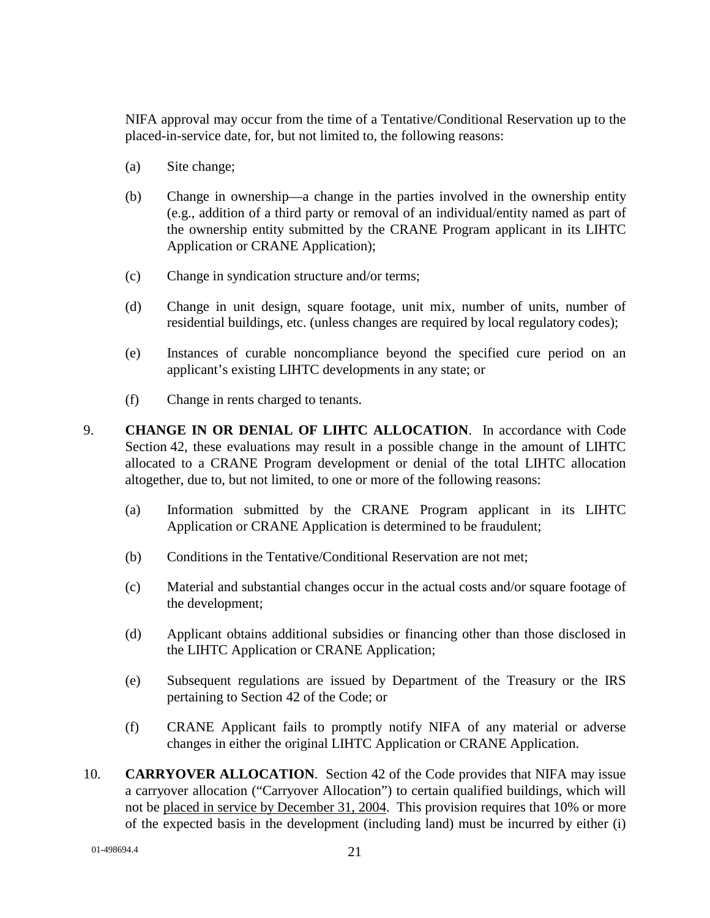NIFA approval may occur from the time of a Tentative/Conditional Reservation up to the placed-in-service date, for, but not limited to, the following reasons:

(a) Site change;

(b) Change in ownership—a change in the parties involved in the ownership entity (e.g., addition of a third party or removal of an individual/entity named as part of the ownership entity submitted by the CRANE Program applicant in its LIHTC Application or CRANE Application);

(c) Change in syndication structure and/or terms;

(d) Change in unit design, square footage, unit mix, number of units, number of residential buildings, etc. (unless changes are required by local regulatory codes);

(e) Instances of curable noncompliance beyond the specified cure period on an applicant's existing LIHTC developments in any state; or

(f) Change in rents charged to tenants.

9. **CHANGE IN OR DENIAL OF LIHTC ALLOCATION**. In accordance with Code Section 42, these evaluations may result in a possible change in the amount of LIHTC allocated to a CRANE Program development or denial of the total LIHTC allocation altogether, due to, but not limited, to one or more of the following reasons:

(a) Information submitted by the CRANE Program applicant in its LIHTC Application or CRANE Application is determined to be fraudulent;

(b) Conditions in the Tentative/Conditional Reservation are not met;

(c) Material and substantial changes occur in the actual costs and/or square footage of the development;

(d) Applicant obtains additional subsidies or financing other than those disclosed in the LIHTC Application or CRANE Application;

(e) Subsequent regulations are issued by Department of the Treasury or the IRS pertaining to Section 42 of the Code; or

(f) CRANE Applicant fails to promptly notify NIFA of any material or adverse changes in either the original LIHTC Application or CRANE Application.

10. **CARRYOVER ALLOCATION**. Section 42 of the Code provides that NIFA may issue a carryover allocation ("Carryover Allocation") to certain qualified buildings, which will not be placed in service by December 31, 2004. This provision requires that 10% or more of the expected basis in the development (including land) must be incurred by either (i)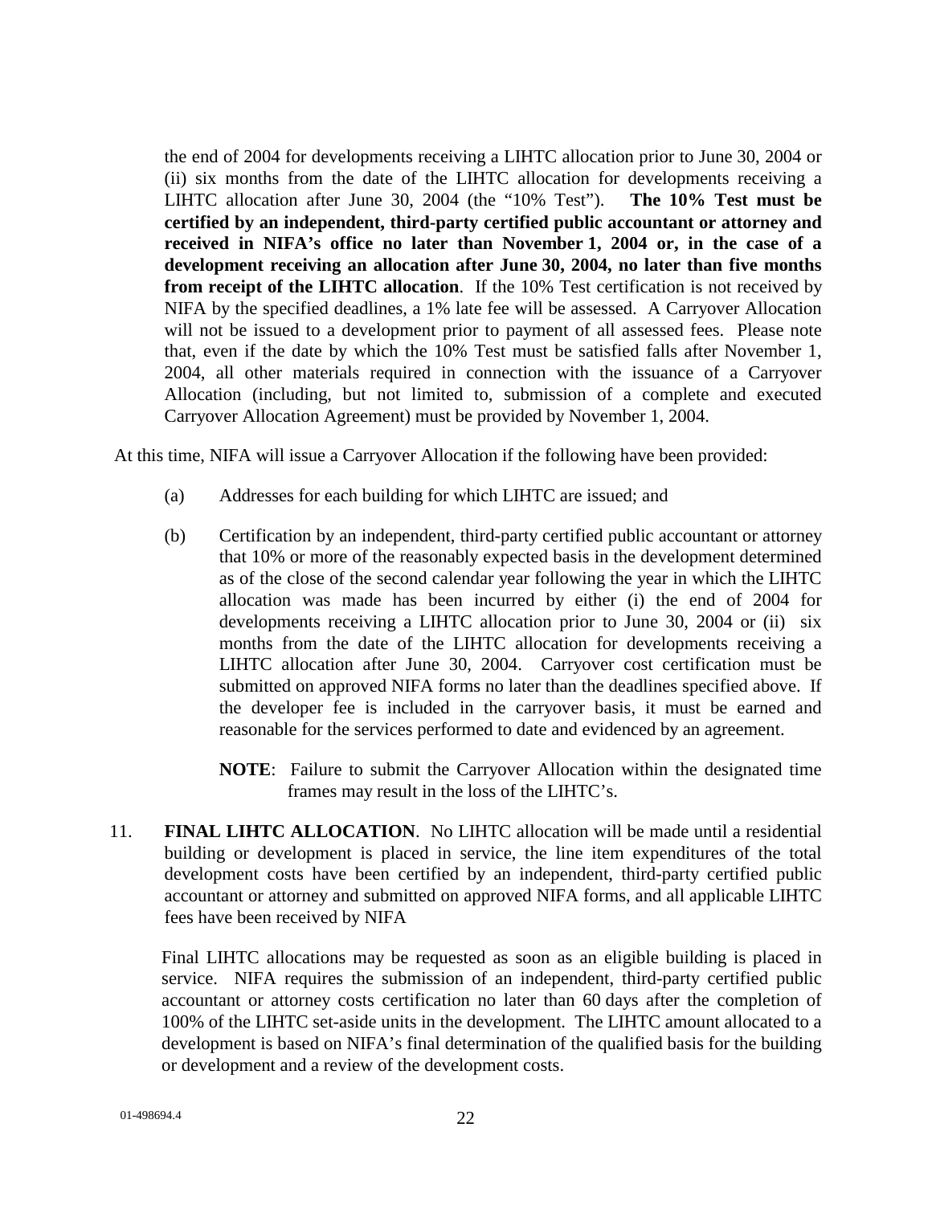the end of 2004 for developments receiving a LIHTC allocation prior to June 30, 2004 or (ii) six months from the date of the LIHTC allocation for developments receiving a LIHTC allocation after June 30, 2004 (the "10% Test"). **The 10% Test must be certified by an independent, third-party certified public accountant or attorney and received in NIFA's office no later than November 1, 2004 or, in the case of a development receiving an allocation after June 30, 2004, no later than five months from receipt of the LIHTC allocation**. If the 10% Test certification is not received by NIFA by the specified deadlines, a 1% late fee will be assessed. A Carryover Allocation will not be issued to a development prior to payment of all assessed fees. Please note that, even if the date by which the 10% Test must be satisfied falls after November 1, 2004, all other materials required in connection with the issuance of a Carryover Allocation (including, but not limited to, submission of a complete and executed Carryover Allocation Agreement) must be provided by November 1, 2004.

At this time, NIFA will issue a Carryover Allocation if the following have been provided:

(a) Addresses for each building for which LIHTC are issued; and

(b) Certification by an independent, third-party certified public accountant or attorney that 10% or more of the reasonably expected basis in the development determined as of the close of the second calendar year following the year in which the LIHTC allocation was made has been incurred by either (i) the end of 2004 for developments receiving a LIHTC allocation prior to June 30, 2004 or (ii) six months from the date of the LIHTC allocation for developments receiving a LIHTC allocation after June 30, 2004. Carryover cost certification must be submitted on approved NIFA forms no later than the deadlines specified above. If the developer fee is included in the carryover basis, it must be earned and reasonable for the services performed to date and evidenced by an agreement.

**NOTE**: Failure to submit the Carryover Allocation within the designated time frames may result in the loss of the LIHTC's.

11. **FINAL LIHTC ALLOCATION**. No LIHTC allocation will be made until a residential building or development is placed in service, the line item expenditures of the total development costs have been certified by an independent, third-party certified public accountant or attorney and submitted on approved NIFA forms, and all applicable LIHTC fees have been received by NIFA

Final LIHTC allocations may be requested as soon as an eligible building is placed in service. NIFA requires the submission of an independent, third-party certified public accountant or attorney costs certification no later than 60 days after the completion of 100% of the LIHTC set-aside units in the development. The LIHTC amount allocated to a development is based on NIFA's final determination of the qualified basis for the building or development and a review of the development costs.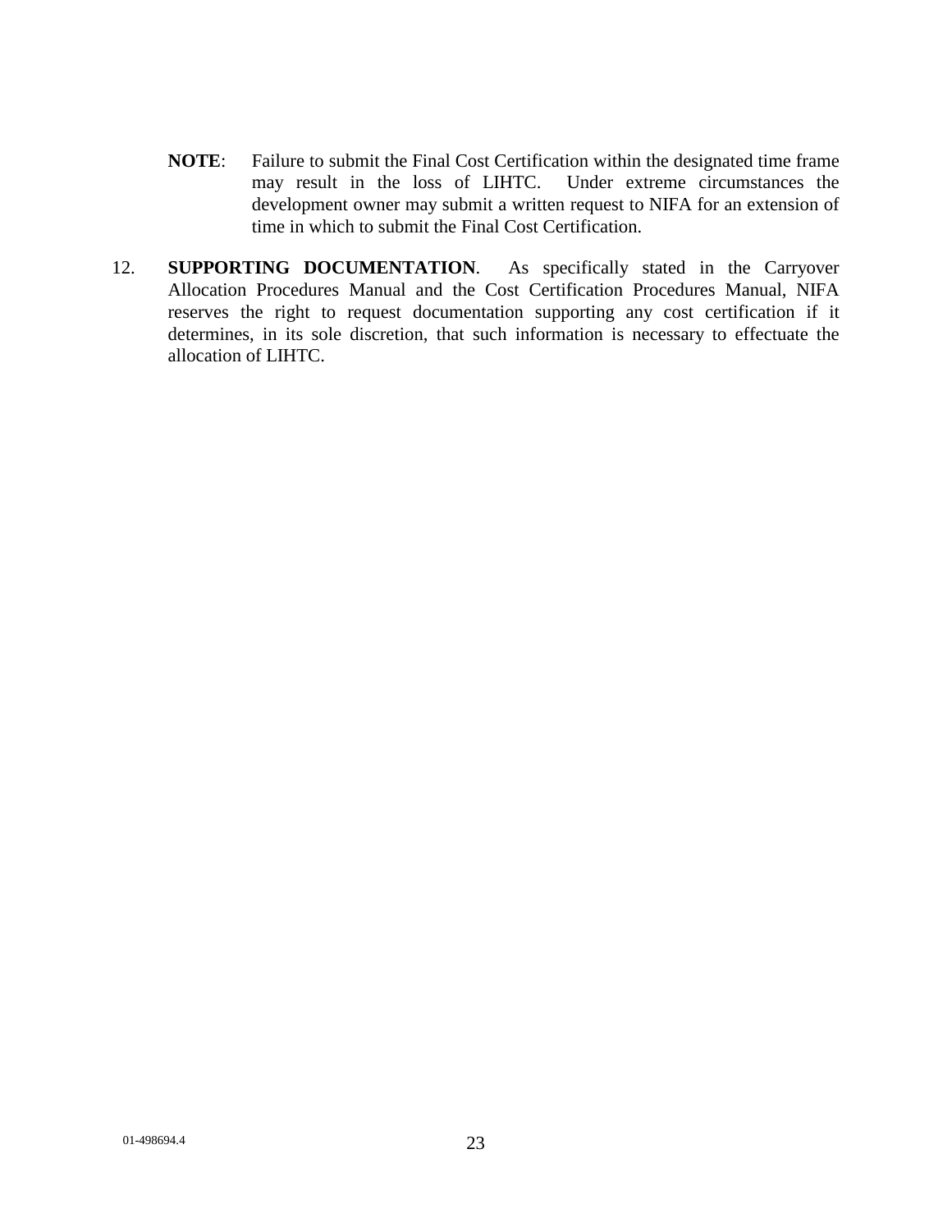**NOTE**: Failure to submit the Final Cost Certification within the designated time frame may result in the loss of LIHTC. Under extreme circumstances the development owner may submit a written request to NIFA for an extension of time in which to submit the Final Cost Certification.

12. **SUPPORTING DOCUMENTATION**. As specifically stated in the Carryover Allocation Procedures Manual and the Cost Certification Procedures Manual, NIFA reserves the right to request documentation supporting any cost certification if it determines, in its sole discretion, that such information is necessary to effectuate the allocation of LIHTC.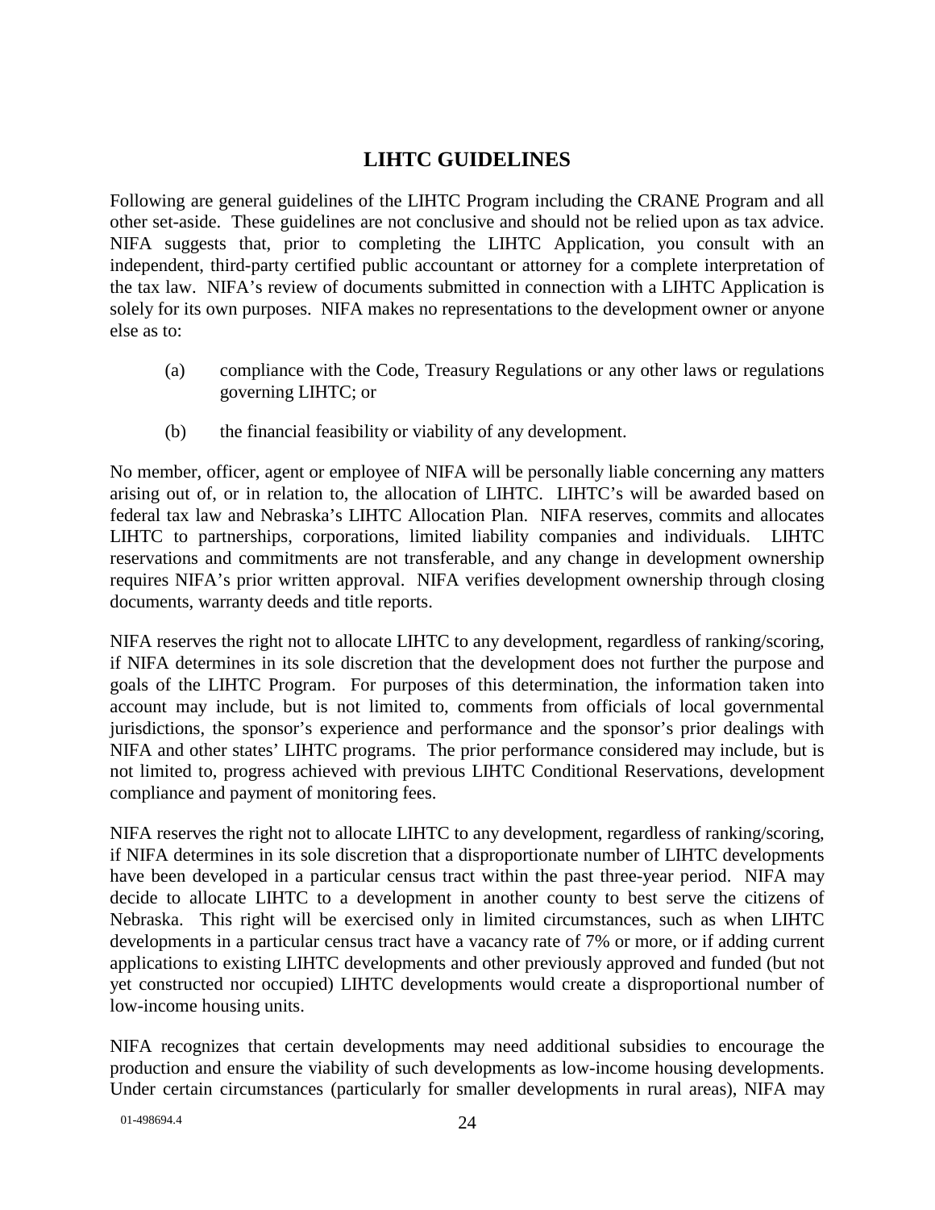## LIHTC GUIDELINES

Following are general guidelines of the LIHTC Program including the CRANE Program and all other set-aside. These guidelines are not conclusive and should not be relied upon as tax advice. NIFA suggests that, prior to completing the LIHTC Application, you consult with an independent, third-party certified public accountant or attorney for a complete interpretation of the tax law. NIFA's review of documents submitted in connection with a LIHTC Application is solely for its own purposes. NIFA makes no representations to the development owner or anyone else as to:

(a) compliance with the Code, Treasury Regulations or any other laws or regulations governing LIHTC; or

(b) the financial feasibility or viability of any development.

No member, officer, agent or employee of NIFA will be personally liable concerning any matters arising out of, or in relation to, the allocation of LIHTC. LIHTC's will be awarded based on federal tax law and Nebraska's LIHTC Allocation Plan. NIFA reserves, commits and allocates LIHTC to partnerships, corporations, limited liability companies and individuals. LIHTC reservations and commitments are not transferable, and any change in development ownership requires NIFA's prior written approval. NIFA verifies development ownership through closing documents, warranty deeds and title reports.

NIFA reserves the right not to allocate LIHTC to any development, regardless of ranking/scoring, if NIFA determines in its sole discretion that the development does not further the purpose and goals of the LIHTC Program. For purposes of this determination, the information taken into account may include, but is not limited to, comments from officials of local governmental jurisdictions, the sponsor's experience and performance and the sponsor's prior dealings with NIFA and other states' LIHTC programs. The prior performance considered may include, but is not limited to, progress achieved with previous LIHTC Conditional Reservations, development compliance and payment of monitoring fees.

NIFA reserves the right not to allocate LIHTC to any development, regardless of ranking/scoring, if NIFA determines in its sole discretion that a disproportionate number of LIHTC developments have been developed in a particular census tract within the past three-year period. NIFA may decide to allocate LIHTC to a development in another county to best serve the citizens of Nebraska. This right will be exercised only in limited circumstances, such as when LIHTC developments in a particular census tract have a vacancy rate of 7% or more, or if adding current applications to existing LIHTC developments and other previously approved and funded (but not yet constructed nor occupied) LIHTC developments would create a disproportional number of low-income housing units.

NIFA recognizes that certain developments may need additional subsidies to encourage the production and ensure the viability of such developments as low-income housing developments. Under certain circumstances (particularly for smaller developments in rural areas), NIFA may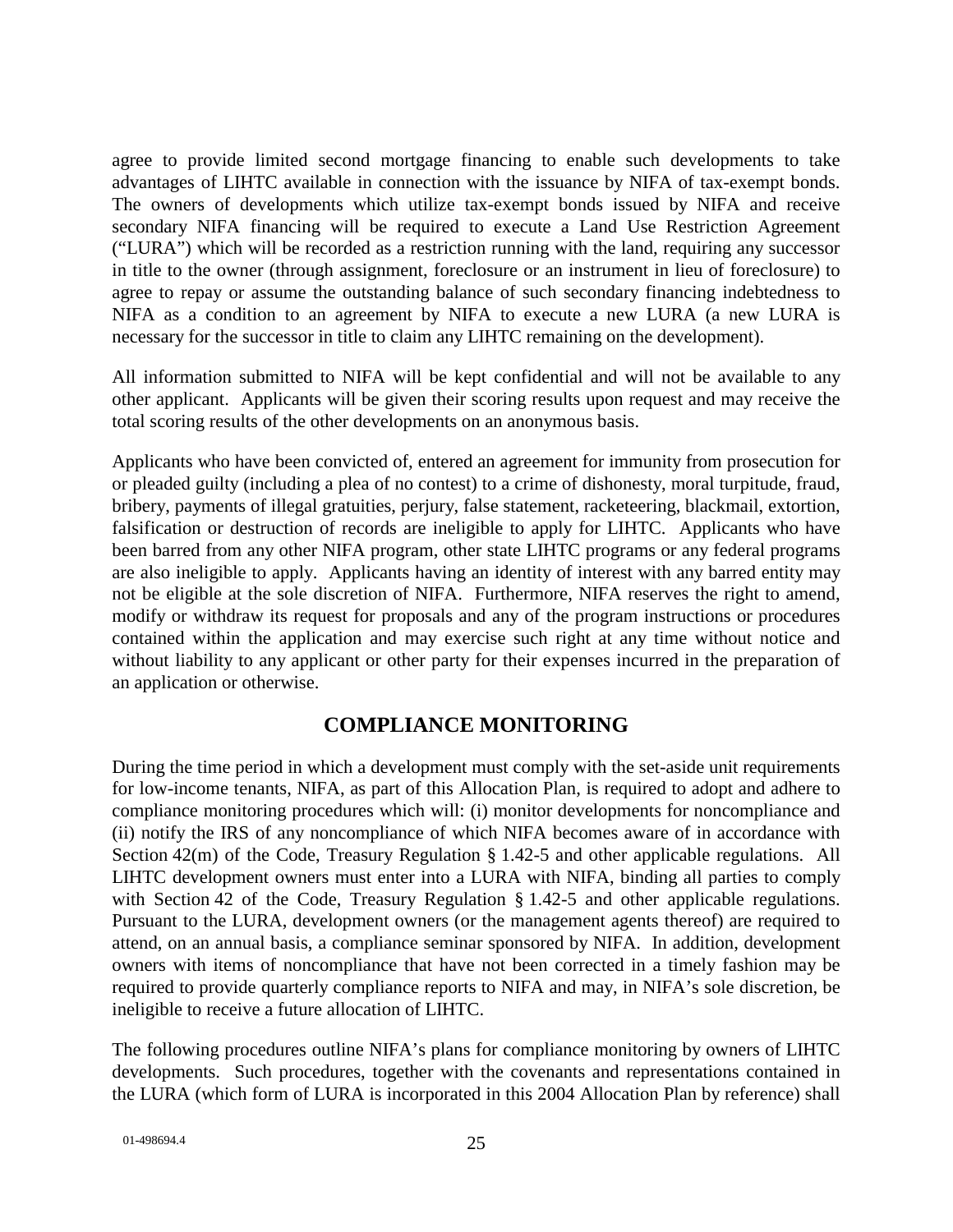agree to provide limited second mortgage financing to enable such developments to take advantages of LIHTC available in connection with the issuance by NIFA of tax-exempt bonds. The owners of developments which utilize tax-exempt bonds issued by NIFA and receive secondary NIFA financing will be required to execute a Land Use Restriction Agreement ("LURA") which will be recorded as a restriction running with the land, requiring any successor in title to the owner (through assignment, foreclosure or an instrument in lieu of foreclosure) to agree to repay or assume the outstanding balance of such secondary financing indebtedness to NIFA as a condition to an agreement by NIFA to execute a new LURA (a new LURA is necessary for the successor in title to claim any LIHTC remaining on the development).

All information submitted to NIFA will be kept confidential and will not be available to any other applicant. Applicants will be given their scoring results upon request and may receive the total scoring results of the other developments on an anonymous basis.

Applicants who have been convicted of, entered an agreement for immunity from prosecution for or pleaded guilty (including a plea of no contest) to a crime of dishonesty, moral turpitude, fraud, bribery, payments of illegal gratuities, perjury, false statement, racketeering, blackmail, extortion, falsification or destruction of records are ineligible to apply for LIHTC. Applicants who have been barred from any other NIFA program, other state LIHTC programs or any federal programs are also ineligible to apply. Applicants having an identity of interest with any barred entity may not be eligible at the sole discretion of NIFA. Furthermore, NIFA reserves the right to amend, modify or withdraw its request for proposals and any of the program instructions or procedures contained within the application and may exercise such right at any time without notice and without liability to any applicant or other party for their expenses incurred in the preparation of an application or otherwise.

## COMPLIANCE MONITORING

During the time period in which a development must comply with the set-aside unit requirements for low-income tenants, NIFA, as part of this Allocation Plan, is required to adopt and adhere to compliance monitoring procedures which will: (i) monitor developments for noncompliance and (ii) notify the IRS of any noncompliance of which NIFA becomes aware of in accordance with Section 42(m) of the Code, Treasury Regulation § 1.42-5 and other applicable regulations. All LIHTC development owners must enter into a LURA with NIFA, binding all parties to comply with Section 42 of the Code, Treasury Regulation § 1.42-5 and other applicable regulations. Pursuant to the LURA, development owners (or the management agents thereof) are required to attend, on an annual basis, a compliance seminar sponsored by NIFA. In addition, development owners with items of noncompliance that have not been corrected in a timely fashion may be required to provide quarterly compliance reports to NIFA and may, in NIFA's sole discretion, be ineligible to receive a future allocation of LIHTC.

The following procedures outline NIFA's plans for compliance monitoring by owners of LIHTC developments. Such procedures, together with the covenants and representations contained in the LURA (which form of LURA is incorporated in this 2004 Allocation Plan by reference) shall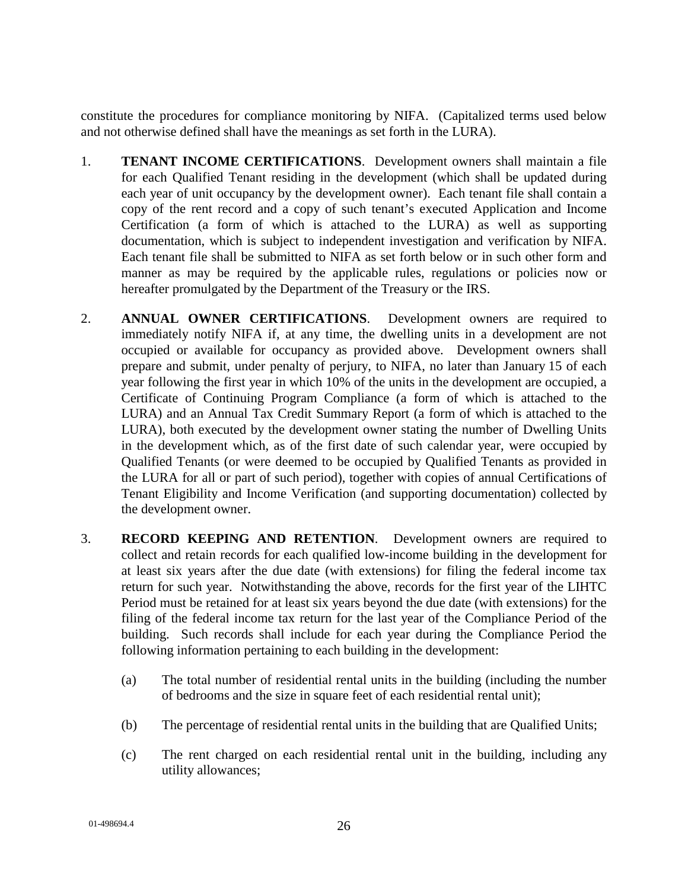constitute the procedures for compliance monitoring by NIFA. (Capitalized terms used below and not otherwise defined shall have the meanings as set forth in the LURA).

1. **TENANT INCOME CERTIFICATIONS**. Development owners shall maintain a file for each Qualified Tenant residing in the development (which shall be updated during each year of unit occupancy by the development owner). Each tenant file shall contain a copy of the rent record and a copy of such tenant's executed Application and Income Certification (a form of which is attached to the LURA) as well as supporting documentation, which is subject to independent investigation and verification by NIFA. Each tenant file shall be submitted to NIFA as set forth below or in such other form and manner as may be required by the applicable rules, regulations or policies now or hereafter promulgated by the Department of the Treasury or the IRS.

2. **ANNUAL OWNER CERTIFICATIONS**. Development owners are required to immediately notify NIFA if, at any time, the dwelling units in a development are not occupied or available for occupancy as provided above. Development owners shall prepare and submit, under penalty of perjury, to NIFA, no later than January 15 of each year following the first year in which 10% of the units in the development are occupied, a Certificate of Continuing Program Compliance (a form of which is attached to the LURA) and an Annual Tax Credit Summary Report (a form of which is attached to the LURA), both executed by the development owner stating the number of Dwelling Units in the development which, as of the first date of such calendar year, were occupied by Qualified Tenants (or were deemed to be occupied by Qualified Tenants as provided in the LURA for all or part of such period), together with copies of annual Certifications of Tenant Eligibility and Income Verification (and supporting documentation) collected by the development owner.

3. **RECORD KEEPING AND RETENTION**. Development owners are required to collect and retain records for each qualified low-income building in the development for at least six years after the due date (with extensions) for filing the federal income tax return for such year. Notwithstanding the above, records for the first year of the LIHTC Period must be retained for at least six years beyond the due date (with extensions) for the filing of the federal income tax return for the last year of the Compliance Period of the building. Such records shall include for each year during the Compliance Period the following information pertaining to each building in the development:

   (a) The total number of residential rental units in the building (including the number of bedrooms and the size in square feet of each residential rental unit);

   (b) The percentage of residential rental units in the building that are Qualified Units;

   (c) The rent charged on each residential rental unit in the building, including any utility allowances;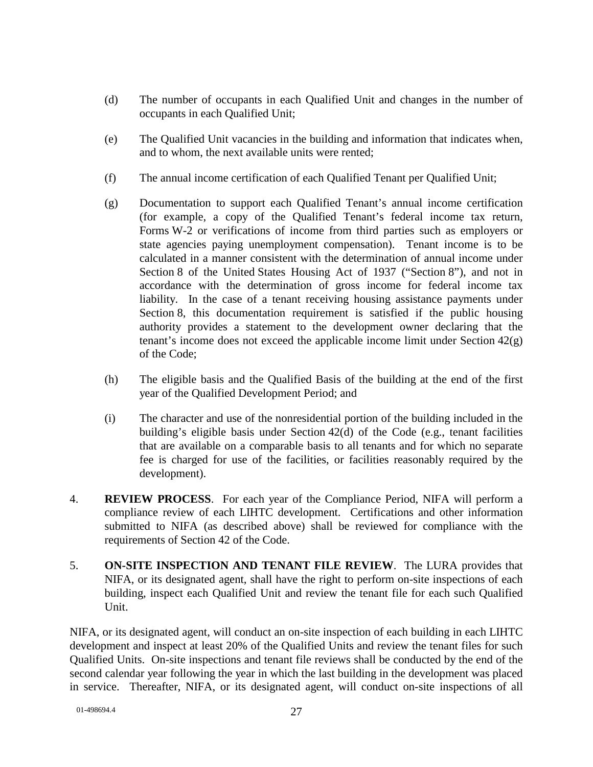(d) The number of occupants in each Qualified Unit and changes in the number of occupants in each Qualified Unit;

(e) The Qualified Unit vacancies in the building and information that indicates when, and to whom, the next available units were rented;

(f) The annual income certification of each Qualified Tenant per Qualified Unit;

(g) Documentation to support each Qualified Tenant's annual income certification (for example, a copy of the Qualified Tenant's federal income tax return, Forms W-2 or verifications of income from third parties such as employers or state agencies paying unemployment compensation). Tenant income is to be calculated in a manner consistent with the determination of annual income under Section 8 of the United States Housing Act of 1937 ("Section 8"), and not in accordance with the determination of gross income for federal income tax liability. In the case of a tenant receiving housing assistance payments under Section 8, this documentation requirement is satisfied if the public housing authority provides a statement to the development owner declaring that the tenant's income does not exceed the applicable income limit under Section 42(g) of the Code;

(h) The eligible basis and the Qualified Basis of the building at the end of the first year of the Qualified Development Period; and

(i) The character and use of the nonresidential portion of the building included in the building's eligible basis under Section 42(d) of the Code (e.g., tenant facilities that are available on a comparable basis to all tenants and for which no separate fee is charged for use of the facilities, or facilities reasonably required by the development).

4. **REVIEW PROCESS**. For each year of the Compliance Period, NIFA will perform a compliance review of each LIHTC development. Certifications and other information submitted to NIFA (as described above) shall be reviewed for compliance with the requirements of Section 42 of the Code.

5. **ON-SITE INSPECTION AND TENANT FILE REVIEW**. The LURA provides that NIFA, or its designated agent, shall have the right to perform on-site inspections of each building, inspect each Qualified Unit and review the tenant file for each such Qualified Unit.

NIFA, or its designated agent, will conduct an on-site inspection of each building in each LIHTC development and inspect at least 20% of the Qualified Units and review the tenant files for such Qualified Units. On-site inspections and tenant file reviews shall be conducted by the end of the second calendar year following the year in which the last building in the development was placed in service. Thereafter, NIFA, or its designated agent, will conduct on-site inspections of all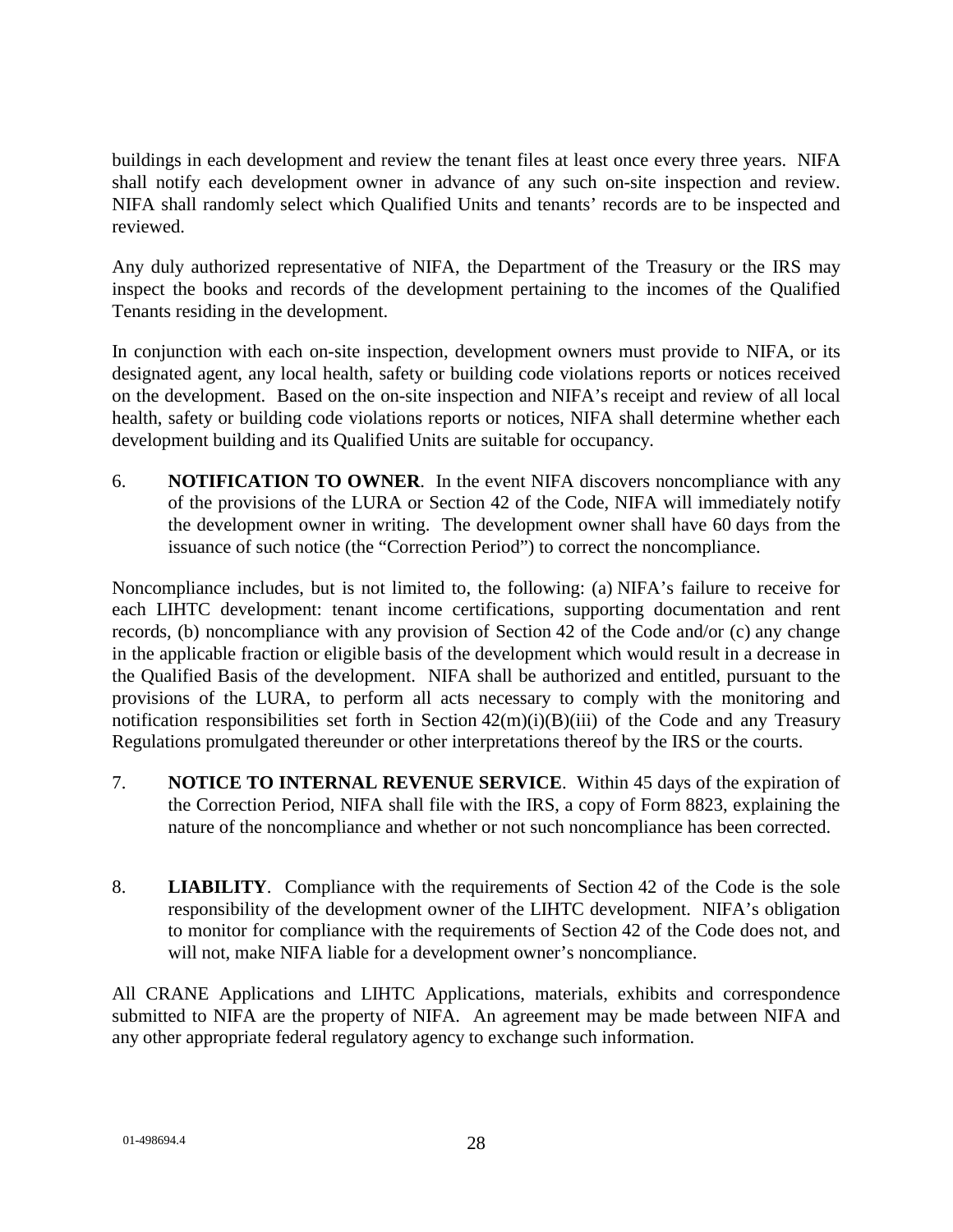buildings in each development and review the tenant files at least once every three years. NIFA shall notify each development owner in advance of any such on-site inspection and review. NIFA shall randomly select which Qualified Units and tenants' records are to be inspected and reviewed.

Any duly authorized representative of NIFA, the Department of the Treasury or the IRS may inspect the books and records of the development pertaining to the incomes of the Qualified Tenants residing in the development.

In conjunction with each on-site inspection, development owners must provide to NIFA, or its designated agent, any local health, safety or building code violations reports or notices received on the development. Based on the on-site inspection and NIFA's receipt and review of all local health, safety or building code violations reports or notices, NIFA shall determine whether each development building and its Qualified Units are suitable for occupancy.

6. **NOTIFICATION TO OWNER**. In the event NIFA discovers noncompliance with any of the provisions of the LURA or Section 42 of the Code, NIFA will immediately notify the development owner in writing. The development owner shall have 60 days from the issuance of such notice (the "Correction Period") to correct the noncompliance.

Noncompliance includes, but is not limited to, the following: (a) NIFA's failure to receive for each LIHTC development: tenant income certifications, supporting documentation and rent records, (b) noncompliance with any provision of Section 42 of the Code and/or (c) any change in the applicable fraction or eligible basis of the development which would result in a decrease in the Qualified Basis of the development. NIFA shall be authorized and entitled, pursuant to the provisions of the LURA, to perform all acts necessary to comply with the monitoring and notification responsibilities set forth in Section 42(m)(i)(B)(iii) of the Code and any Treasury Regulations promulgated thereunder or other interpretations thereof by the IRS or the courts.

7. **NOTICE TO INTERNAL REVENUE SERVICE**. Within 45 days of the expiration of the Correction Period, NIFA shall file with the IRS, a copy of Form 8823, explaining the nature of the noncompliance and whether or not such noncompliance has been corrected.

8. **LIABILITY**. Compliance with the requirements of Section 42 of the Code is the sole responsibility of the development owner of the LIHTC development. NIFA's obligation to monitor for compliance with the requirements of Section 42 of the Code does not, and will not, make NIFA liable for a development owner's noncompliance.

All CRANE Applications and LIHTC Applications, materials, exhibits and correspondence submitted to NIFA are the property of NIFA. An agreement may be made between NIFA and any other appropriate federal regulatory agency to exchange such information.

01-498694.4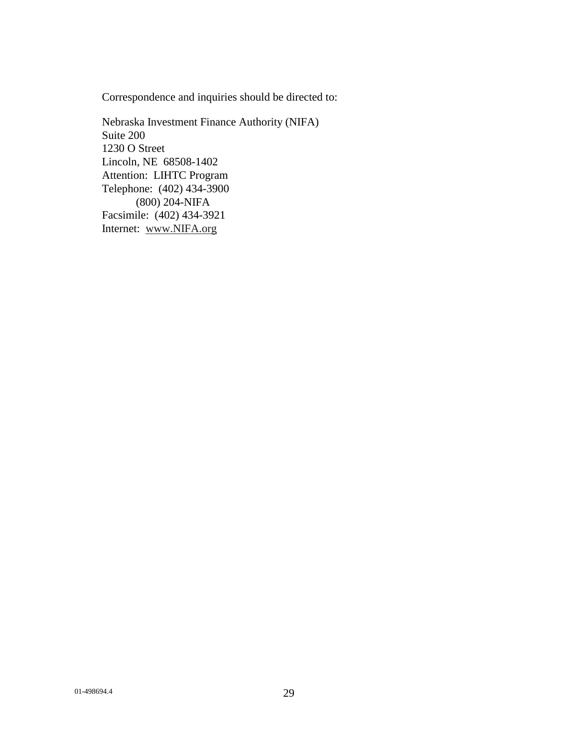Correspondence and inquiries should be directed to:

Nebraska Investment Finance Authority (NIFA)
Suite 200
1230 O Street
Lincoln, NE 68508-1402
Attention: LIHTC Program
Telephone: (402) 434-3900
(800) 204-NIFA
Facsimile: (402) 434-3921
Internet: www.NIFA.org

01-498694.4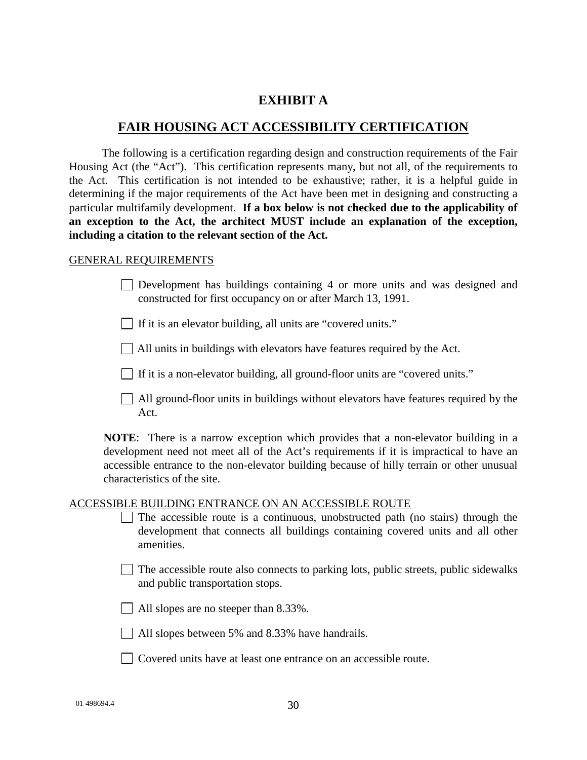# EXHIBIT A

## FAIR HOUSING ACT ACCESSIBILITY CERTIFICATION

The following is a certification regarding design and construction requirements of the Fair Housing Act (the "Act"). This certification represents many, but not all, of the requirements to the Act. This certification is not intended to be exhaustive; rather, it is a helpful guide in determining if the major requirements of the Act have been met in designing and constructing a particular multifamily development. **If a box below is not checked due to the applicability of an exception to the Act, the architect MUST include an explanation of the exception, including a citation to the relevant section of the Act.**

GENERAL REQUIREMENTS

- ☐ Development has buildings containing 4 or more units and was designed and constructed for first occupancy on or after March 13, 1991.
- ☐ If it is an elevator building, all units are "covered units."
- ☐ All units in buildings with elevators have features required by the Act.
- ☐ If it is a non-elevator building, all ground-floor units are "covered units."
- ☐ All ground-floor units in buildings without elevators have features required by the Act.

**NOTE**: There is a narrow exception which provides that a non-elevator building in a development need not meet all of the Act's requirements if it is impractical to have an accessible entrance to the non-elevator building because of hilly terrain or other unusual characteristics of the site.

ACCESSIBLE BUILDING ENTRANCE ON AN ACCESSIBLE ROUTE

- ☐ The accessible route is a continuous, unobstructed path (no stairs) through the development that connects all buildings containing covered units and all other amenities.
- ☐ The accessible route also connects to parking lots, public streets, public sidewalks and public transportation stops.
- ☐ All slopes are no steeper than 8.33%.
- ☐ All slopes between 5% and 8.33% have handrails.
- ☐ Covered units have at least one entrance on an accessible route.

01-498694.4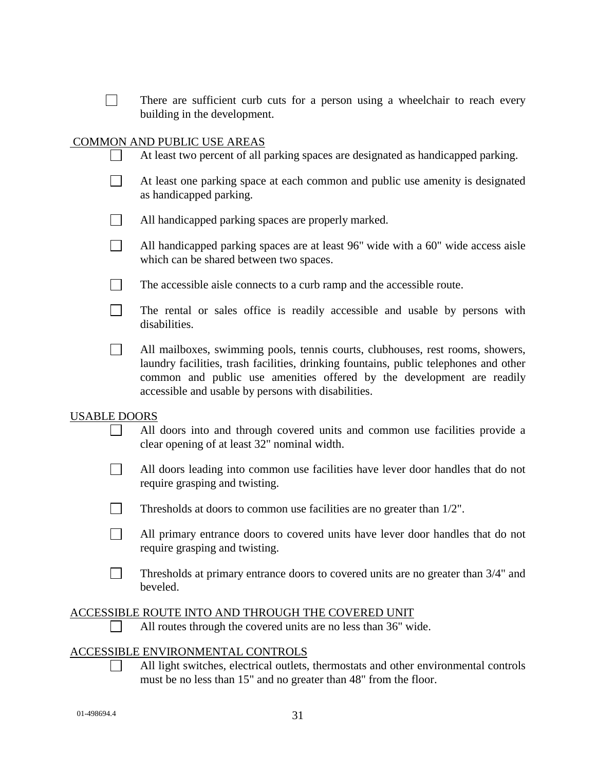- [ ] There are sufficient curb cuts for a person using a wheelchair to reach every building in the development.

COMMON AND PUBLIC USE AREAS

- [ ] At least two percent of all parking spaces are designated as handicapped parking.
- [ ] At least one parking space at each common and public use amenity is designated as handicapped parking.
- [ ] All handicapped parking spaces are properly marked.
- [ ] All handicapped parking spaces are at least 96" wide with a 60" wide access aisle which can be shared between two spaces.
- [ ] The accessible aisle connects to a curb ramp and the accessible route.
- [ ] The rental or sales office is readily accessible and usable by persons with disabilities.
- [ ] All mailboxes, swimming pools, tennis courts, clubhouses, rest rooms, showers, laundry facilities, trash facilities, drinking fountains, public telephones and other common and public use amenities offered by the development are readily accessible and usable by persons with disabilities.

USABLE DOORS

- [ ] All doors into and through covered units and common use facilities provide a clear opening of at least 32" nominal width.
- [ ] All doors leading into common use facilities have lever door handles that do not require grasping and twisting.
- [ ] Thresholds at doors to common use facilities are no greater than 1/2".
- [ ] All primary entrance doors to covered units have lever door handles that do not require grasping and twisting.
- [ ] Thresholds at primary entrance doors to covered units are no greater than 3/4" and beveled.

ACCESSIBLE ROUTE INTO AND THROUGH THE COVERED UNIT

- [ ] All routes through the covered units are no less than 36" wide.

ACCESSIBLE ENVIRONMENTAL CONTROLS

- [ ] All light switches, electrical outlets, thermostats and other environmental controls must be no less than 15" and no greater than 48" from the floor.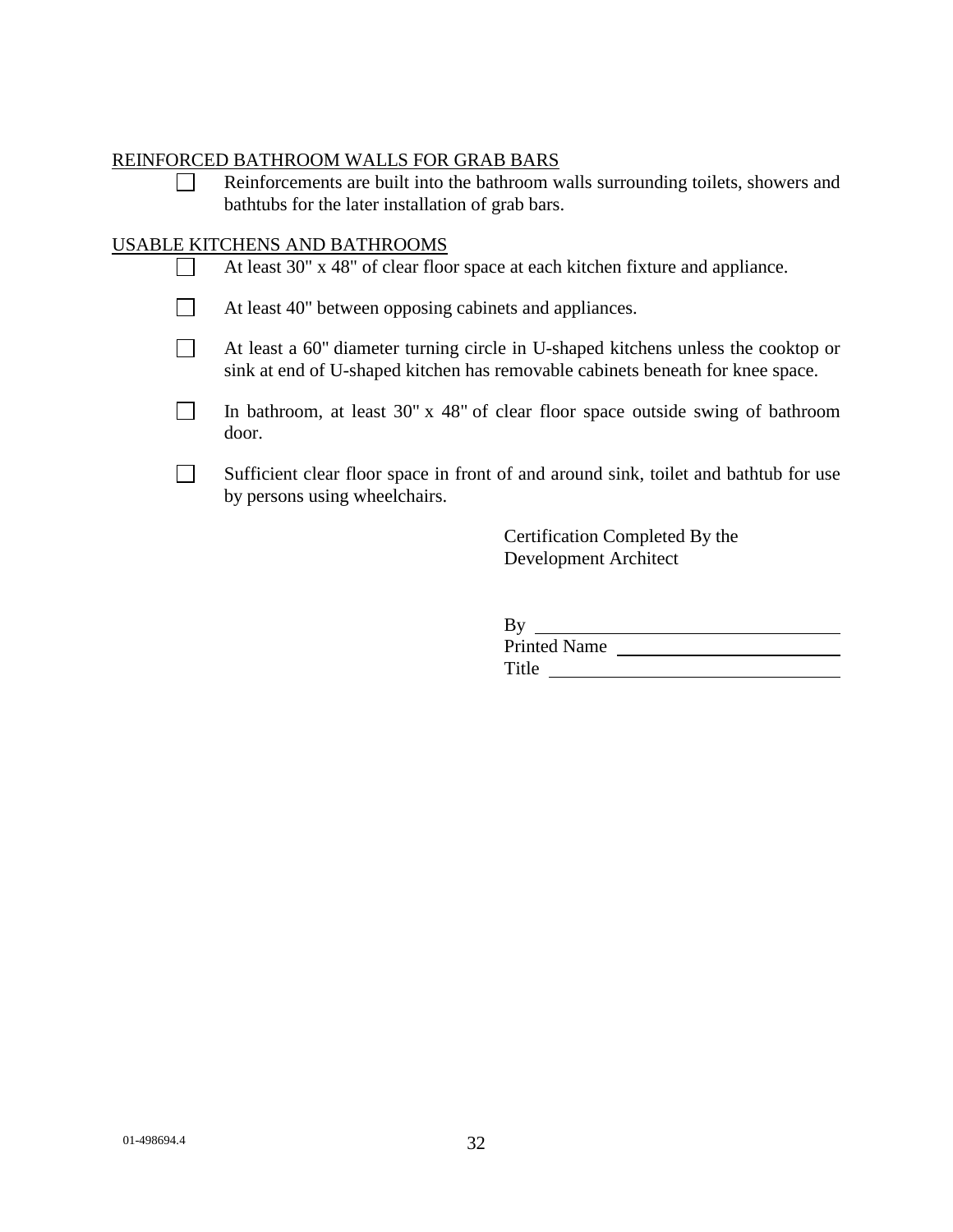REINFORCED BATHROOM WALLS FOR GRAB BARS

- [ ] Reinforcements are built into the bathroom walls surrounding toilets, showers and bathtubs for the later installation of grab bars.

USABLE KITCHENS AND BATHROOMS

- [ ] At least 30" x 48" of clear floor space at each kitchen fixture and appliance.
- [ ] At least 40" between opposing cabinets and appliances.
- [ ] At least a 60" diameter turning circle in U-shaped kitchens unless the cooktop or sink at end of U-shaped kitchen has removable cabinets beneath for knee space.
- [ ] In bathroom, at least 30" x 48" of clear floor space outside swing of bathroom door.
- [ ] Sufficient clear floor space in front of and around sink, toilet and bathtub for use by persons using wheelchairs.

Certification Completed By the Development Architect

By \_\_\_\_\_\_\_\_\_\_\_\_\_\_\_\_\_\_\_\_\_\_\_\_\_\_\_\_\_\_

Printed Name \_\_\_\_\_\_\_\_\_\_\_\_\_\_\_\_\_\_\_\_\_\_\_

Title \_\_\_\_\_\_\_\_\_\_\_\_\_\_\_\_\_\_\_\_\_\_\_\_\_\_\_\_\_\_

01-498694.4